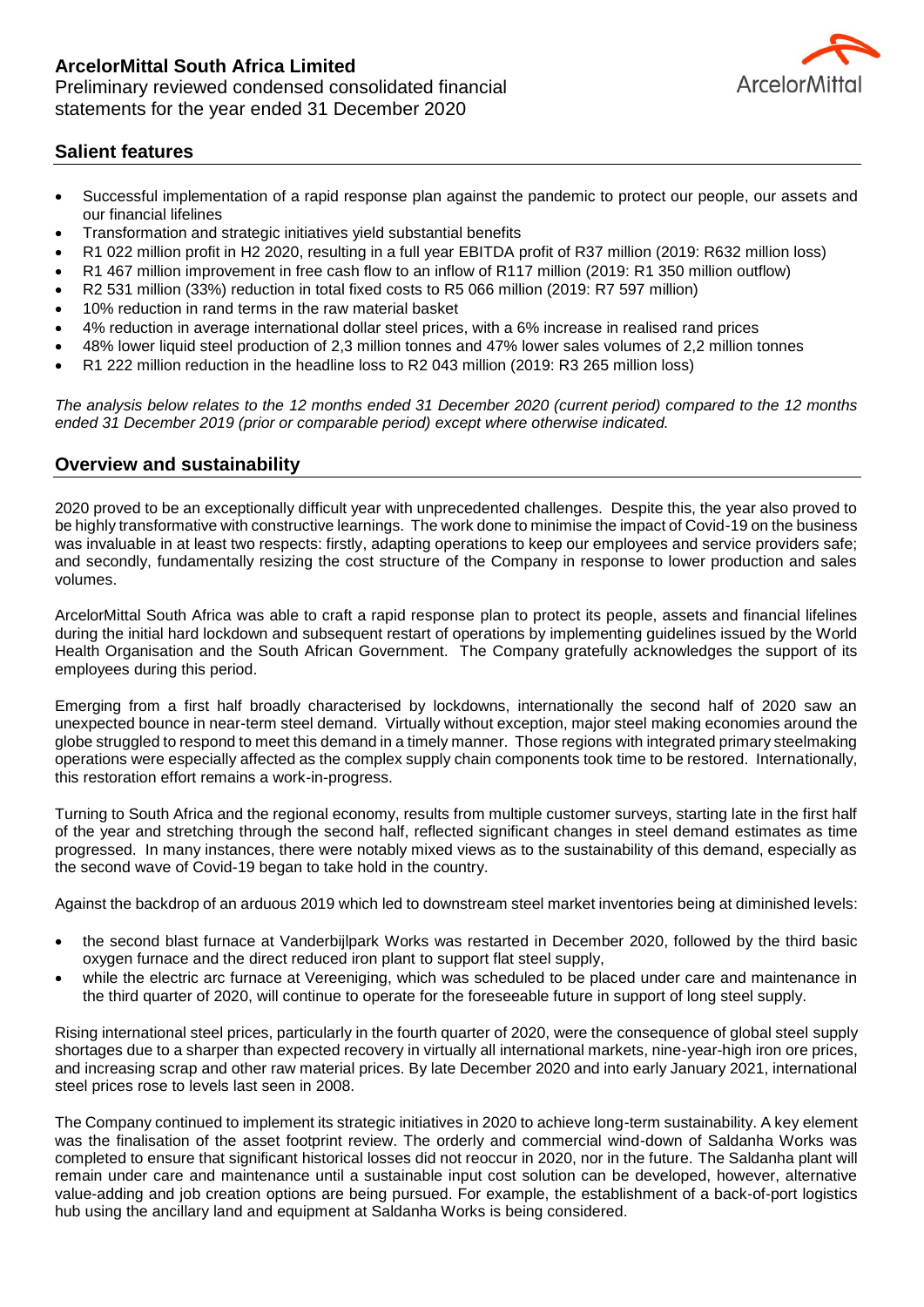# ArcelorMittal South Africa Limited

Preliminary reviewed condensed consolidated financial statements for the year ended 31 December 2020

## Salient features

- Successful implementation of a rapid response plan against the pandemic to protect our people, our assets and our financial lifelines
- Transformation and strategic initiatives yield substantial benefits
- R1 022 million profit in H2 2020, resulting in a full year EBITDA profit of R37 million (2019: R632 million loss)
- R1 467 million improvement in free cash flow to an inflow of R117 million (2019: R1 350 million outflow)
- R2 531 million (33%) reduction in total fixed costs to R5 066 million (2019: R7 597 million)
- 10% reduction in rand terms in the raw material basket
- 4% reduction in average international dollar steel prices, with a 6% increase in realised rand prices
- 48% lower liquid steel production of 2,3 million tonnes and 47% lower sales volumes of 2,2 million tonnes
- R1 222 million reduction in the headline loss to R2 043 million (2019: R3 265 million loss)

*The analysis below relates to the 12 months ended 31 December 2020 (current period) compared to the 12 months ended 31 December 2019 (prior or comparable period) except where otherwise indicated.*

## Overview and sustainability

2020 proved to be an exceptionally difficult year with unprecedented challenges. Despite this, the year also proved to be highly transformative with constructive learnings. The work done to minimise the impact of Covid-19 on the business was invaluable in at least two respects: firstly, adapting operations to keep our employees and service providers safe; and secondly, fundamentally resizing the cost structure of the Company in response to lower production and sales volumes.

ArcelorMittal South Africa was able to craft a rapid response plan to protect its people, assets and financial lifelines during the initial hard lockdown and subsequent restart of operations by implementing guidelines issued by the World Health Organisation and the South African Government. The Company gratefully acknowledges the support of its employees during this period.

Emerging from a first half broadly characterised by lockdowns, internationally the second half of 2020 saw an unexpected bounce in near-term steel demand. Virtually without exception, major steel making economies around the globe struggled to respond to meet this demand in a timely manner. Those regions with integrated primary steelmaking operations were especially affected as the complex supply chain components took time to be restored. Internationally, this restoration effort remains a work-in-progress.

Turning to South Africa and the regional economy, results from multiple customer surveys, starting late in the first half of the year and stretching through the second half, reflected significant changes in steel demand estimates as time progressed. In many instances, there were notably mixed views as to the sustainability of this demand, especially as the second wave of Covid-19 began to take hold in the country.

Against the backdrop of an arduous 2019 which led to downstream steel market inventories being at diminished levels:

- the second blast furnace at Vanderbijlpark Works was restarted in December 2020, followed by the third basic oxygen furnace and the direct reduced iron plant to support flat steel supply,
- while the electric arc furnace at Vereeniging, which was scheduled to be placed under care and maintenance in the third quarter of 2020, will continue to operate for the foreseeable future in support of long steel supply.

Rising international steel prices, particularly in the fourth quarter of 2020, were the consequence of global steel supply shortages due to a sharper than expected recovery in virtually all international markets, nine-year-high iron ore prices, and increasing scrap and other raw material prices. By late December 2020 and into early January 2021, international steel prices rose to levels last seen in 2008.

The Company continued to implement its strategic initiatives in 2020 to achieve long-term sustainability. A key element was the finalisation of the asset footprint review. The orderly and commercial wind-down of Saldanha Works was completed to ensure that significant historical losses did not reoccur in 2020, nor in the future. The Saldanha plant will remain under care and maintenance until a sustainable input cost solution can be developed, however, alternative value-adding and job creation options are being pursued. For example, the establishment of a back-of-port logistics hub using the ancillary land and equipment at Saldanha Works is being considered.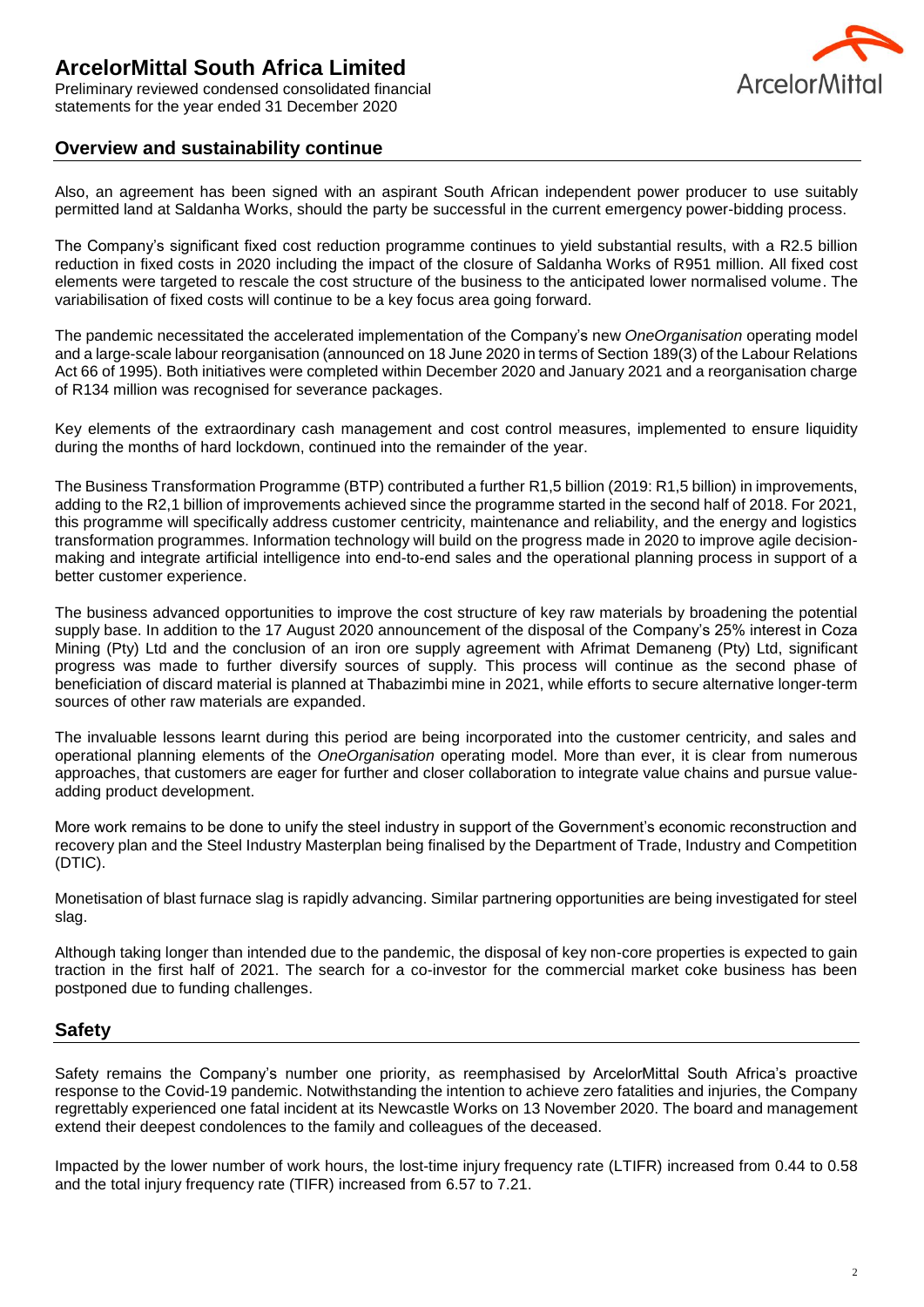## Overview and sustainability continue

Also, an agreement has been signed with an aspirant South African independent power producer to use suitably permitted land at Saldanha Works, should the party be successful in the current emergency power-bidding process.

The Company's significant fixed cost reduction programme continues to yield substantial results, with a R2.5 billion reduction in fixed costs in 2020 including the impact of the closure of Saldanha Works of R951 million. All fixed cost elements were targeted to rescale the cost structure of the business to the anticipated lower normalised volume. The variabilisation of fixed costs will continue to be a key focus area going forward.

The pandemic necessitated the accelerated implementation of the Company's new *OneOrganisation* operating model and a large-scale labour reorganisation (announced on 18 June 2020 in terms of Section 189(3) of the Labour Relations Act 66 of 1995). Both initiatives were completed within December 2020 and January 2021 and a reorganisation charge of R134 million was recognised for severance packages.

Key elements of the extraordinary cash management and cost control measures, implemented to ensure liquidity during the months of hard lockdown, continued into the remainder of the year.

The Business Transformation Programme (BTP) contributed a further R1,5 billion (2019: R1,5 billion) in improvements, adding to the R2,1 billion of improvements achieved since the programme started in the second half of 2018. For 2021, this programme will specifically address customer centricity, maintenance and reliability, and the energy and logistics transformation programmes. Information technology will build on the progress made in 2020 to improve agile decision-making and integrate artificial intelligence into end-to-end sales and the operational planning process in support of a better customer experience.

The business advanced opportunities to improve the cost structure of key raw materials by broadening the potential supply base. In addition to the 17 August 2020 announcement of the disposal of the Company's 25% interest in Coza Mining (Pty) Ltd and the conclusion of an iron ore supply agreement with Afrimat Demaneng (Pty) Ltd, significant progress was made to further diversify sources of supply. This process will continue as the second phase of beneficiation of discard material is planned at Thabazimbi mine in 2021, while efforts to secure alternative longer-term sources of other raw materials are expanded.

The invaluable lessons learnt during this period are being incorporated into the customer centricity, and sales and operational planning elements of the *OneOrganisation* operating model. More than ever, it is clear from numerous approaches, that customers are eager for further and closer collaboration to integrate value chains and pursue value-adding product development.

More work remains to be done to unify the steel industry in support of the Government's economic reconstruction and recovery plan and the Steel Industry Masterplan being finalised by the Department of Trade, Industry and Competition (DTIC).

Monetisation of blast furnace slag is rapidly advancing. Similar partnering opportunities are being investigated for steel slag.

Although taking longer than intended due to the pandemic, the disposal of key non-core properties is expected to gain traction in the first half of 2021. The search for a co-investor for the commercial market coke business has been postponed due to funding challenges.

## Safety

Safety remains the Company's number one priority, as reemphasised by ArcelorMittal South Africa's proactive response to the Covid-19 pandemic. Notwithstanding the intention to achieve zero fatalities and injuries, the Company regrettably experienced one fatal incident at its Newcastle Works on 13 November 2020. The board and management extend their deepest condolences to the family and colleagues of the deceased.

Impacted by the lower number of work hours, the lost-time injury frequency rate (LTIFR) increased from 0.44 to 0.58 and the total injury frequency rate (TIFR) increased from 6.57 to 7.21.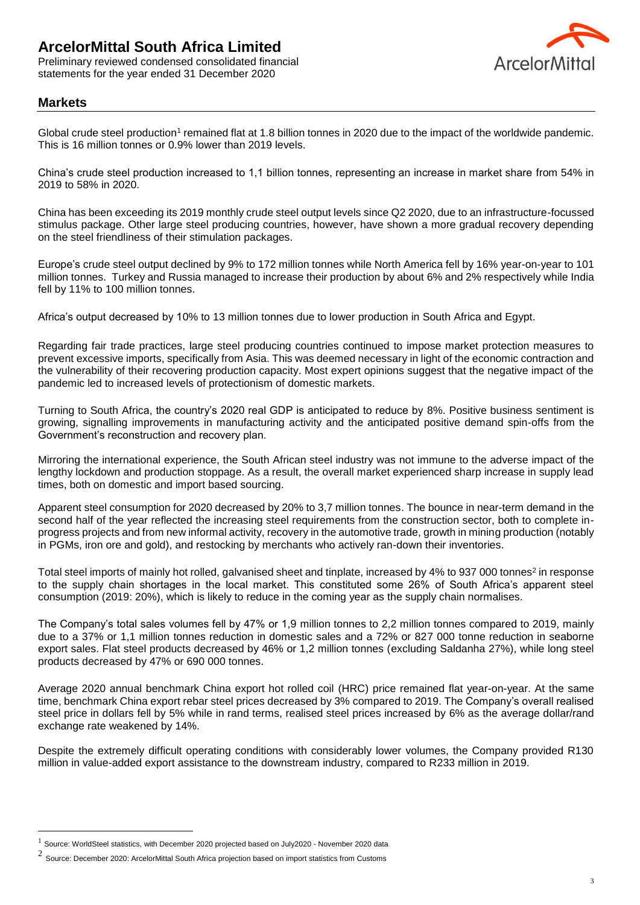## Markets

Global crude steel production[1] remained flat at 1.8 billion tonnes in 2020 due to the impact of the worldwide pandemic. This is 16 million tonnes or 0.9% lower than 2019 levels.

China's crude steel production increased to 1,1 billion tonnes, representing an increase in market share from 54% in 2019 to 58% in 2020.

China has been exceeding its 2019 monthly crude steel output levels since Q2 2020, due to an infrastructure-focussed stimulus package. Other large steel producing countries, however, have shown a more gradual recovery depending on the steel friendliness of their stimulation packages.

Europe's crude steel output declined by 9% to 172 million tonnes while North America fell by 16% year-on-year to 101 million tonnes. Turkey and Russia managed to increase their production by about 6% and 2% respectively while India fell by 11% to 100 million tonnes.

Africa's output decreased by 10% to 13 million tonnes due to lower production in South Africa and Egypt.

Regarding fair trade practices, large steel producing countries continued to impose market protection measures to prevent excessive imports, specifically from Asia. This was deemed necessary in light of the economic contraction and the vulnerability of their recovering production capacity. Most expert opinions suggest that the negative impact of the pandemic led to increased levels of protectionism of domestic markets.

Turning to South Africa, the country's 2020 real GDP is anticipated to reduce by 8%. Positive business sentiment is growing, signalling improvements in manufacturing activity and the anticipated positive demand spin-offs from the Government's reconstruction and recovery plan.

Mirroring the international experience, the South African steel industry was not immune to the adverse impact of the lengthy lockdown and production stoppage. As a result, the overall market experienced sharp increase in supply lead times, both on domestic and import based sourcing.

Apparent steel consumption for 2020 decreased by 20% to 3,7 million tonnes. The bounce in near-term demand in the second half of the year reflected the increasing steel requirements from the construction sector, both to complete in-progress projects and from new informal activity, recovery in the automotive trade, growth in mining production (notably in PGMs, iron ore and gold), and restocking by merchants who actively ran-down their inventories.

Total steel imports of mainly hot rolled, galvanised sheet and tinplate, increased by 4% to 937 000 tonnes[2] in response to the supply chain shortages in the local market. This constituted some 26% of South Africa's apparent steel consumption (2019: 20%), which is likely to reduce in the coming year as the supply chain normalises.

The Company's total sales volumes fell by 47% or 1,9 million tonnes to 2,2 million tonnes compared to 2019, mainly due to a 37% or 1,1 million tonnes reduction in domestic sales and a 72% or 827 000 tonne reduction in seaborne export sales. Flat steel products decreased by 46% or 1,2 million tonnes (excluding Saldanha 27%), while long steel products decreased by 47% or 690 000 tonnes.

Average 2020 annual benchmark China export hot rolled coil (HRC) price remained flat year-on-year. At the same time, benchmark China export rebar steel prices decreased by 3% compared to 2019. The Company's overall realised steel price in dollars fell by 5% while in rand terms, realised steel prices increased by 6% as the average dollar/rand exchange rate weakened by 14%.

Despite the extremely difficult operating conditions with considerably lower volumes, the Company provided R130 million in value-added export assistance to the downstream industry, compared to R233 million in 2019.

[1] Source: WorldSteel statistics, with December 2020 projected based on July2020 - November 2020 data

[2] Source: December 2020: ArcelorMittal South Africa projection based on import statistics from Customs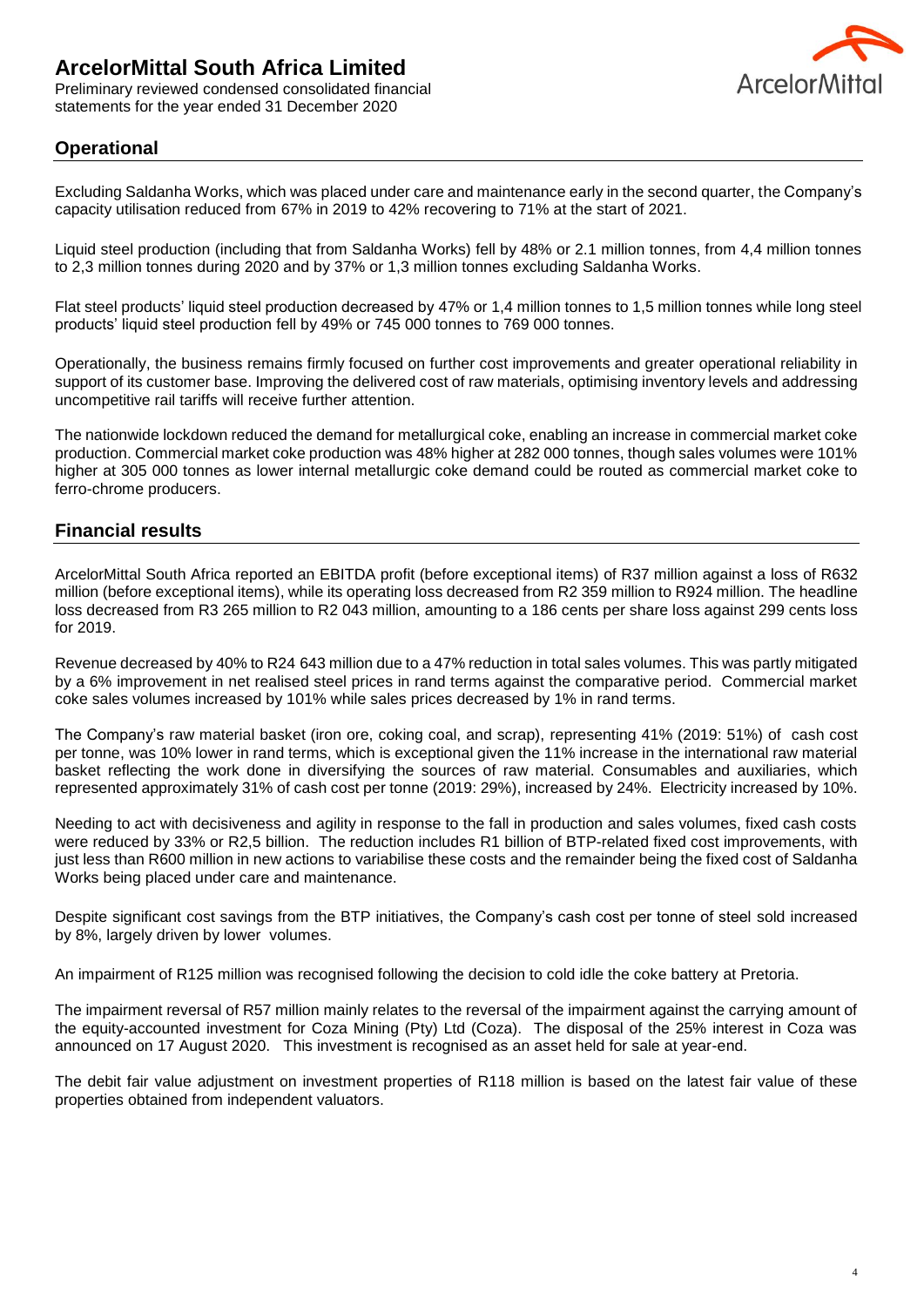## Operational

Excluding Saldanha Works, which was placed under care and maintenance early in the second quarter, the Company's capacity utilisation reduced from 67% in 2019 to 42% recovering to 71% at the start of 2021.

Liquid steel production (including that from Saldanha Works) fell by 48% or 2.1 million tonnes, from 4,4 million tonnes to 2,3 million tonnes during 2020 and by 37% or 1,3 million tonnes excluding Saldanha Works.

Flat steel products' liquid steel production decreased by 47% or 1,4 million tonnes to 1,5 million tonnes while long steel products' liquid steel production fell by 49% or 745 000 tonnes to 769 000 tonnes.

Operationally, the business remains firmly focused on further cost improvements and greater operational reliability in support of its customer base. Improving the delivered cost of raw materials, optimising inventory levels and addressing uncompetitive rail tariffs will receive further attention.

The nationwide lockdown reduced the demand for metallurgical coke, enabling an increase in commercial market coke production. Commercial market coke production was 48% higher at 282 000 tonnes, though sales volumes were 101% higher at 305 000 tonnes as lower internal metallurgic coke demand could be routed as commercial market coke to ferro-chrome producers.

## Financial results

ArcelorMittal South Africa reported an EBITDA profit (before exceptional items) of R37 million against a loss of R632 million (before exceptional items), while its operating loss decreased from R2 359 million to R924 million. The headline loss decreased from R3 265 million to R2 043 million, amounting to a 186 cents per share loss against 299 cents loss for 2019.

Revenue decreased by 40% to R24 643 million due to a 47% reduction in total sales volumes. This was partly mitigated by a 6% improvement in net realised steel prices in rand terms against the comparative period. Commercial market coke sales volumes increased by 101% while sales prices decreased by 1% in rand terms.

The Company's raw material basket (iron ore, coking coal, and scrap), representing 41% (2019: 51%) of cash cost per tonne, was 10% lower in rand terms, which is exceptional given the 11% increase in the international raw material basket reflecting the work done in diversifying the sources of raw material. Consumables and auxiliaries, which represented approximately 31% of cash cost per tonne (2019: 29%), increased by 24%. Electricity increased by 10%.

Needing to act with decisiveness and agility in response to the fall in production and sales volumes, fixed cash costs were reduced by 33% or R2,5 billion. The reduction includes R1 billion of BTP-related fixed cost improvements, with just less than R600 million in new actions to variabilise these costs and the remainder being the fixed cost of Saldanha Works being placed under care and maintenance.

Despite significant cost savings from the BTP initiatives, the Company's cash cost per tonne of steel sold increased by 8%, largely driven by lower volumes.

An impairment of R125 million was recognised following the decision to cold idle the coke battery at Pretoria.

The impairment reversal of R57 million mainly relates to the reversal of the impairment against the carrying amount of the equity-accounted investment for Coza Mining (Pty) Ltd (Coza). The disposal of the 25% interest in Coza was announced on 17 August 2020. This investment is recognised as an asset held for sale at year-end.

The debit fair value adjustment on investment properties of R118 million is based on the latest fair value of these properties obtained from independent valuators.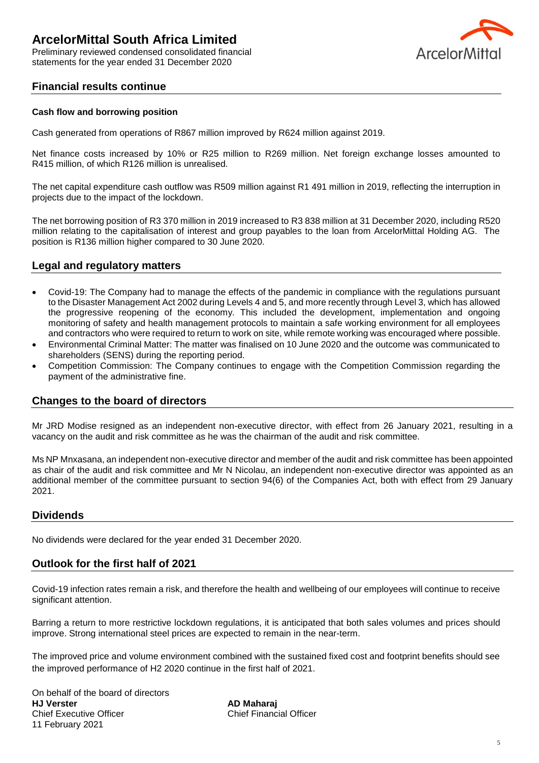## Financial results continue

**Cash flow and borrowing position**

Cash generated from operations of R867 million improved by R624 million against 2019.

Net finance costs increased by 10% or R25 million to R269 million. Net foreign exchange losses amounted to R415 million, of which R126 million is unrealised.

The net capital expenditure cash outflow was R509 million against R1 491 million in 2019, reflecting the interruption in projects due to the impact of the lockdown.

The net borrowing position of R3 370 million in 2019 increased to R3 838 million at 31 December 2020, including R520 million relating to the capitalisation of interest and group payables to the loan from ArcelorMittal Holding AG. The position is R136 million higher compared to 30 June 2020.

## Legal and regulatory matters

- Covid-19: The Company had to manage the effects of the pandemic in compliance with the regulations pursuant to the Disaster Management Act 2002 during Levels 4 and 5, and more recently through Level 3, which has allowed the progressive reopening of the economy. This included the development, implementation and ongoing monitoring of safety and health management protocols to maintain a safe working environment for all employees and contractors who were required to return to work on site, while remote working was encouraged where possible.
- Environmental Criminal Matter: The matter was finalised on 10 June 2020 and the outcome was communicated to shareholders (SENS) during the reporting period.
- Competition Commission: The Company continues to engage with the Competition Commission regarding the payment of the administrative fine.

## Changes to the board of directors

Mr JRD Modise resigned as an independent non-executive director, with effect from 26 January 2021, resulting in a vacancy on the audit and risk committee as he was the chairman of the audit and risk committee.

Ms NP Mnxasana, an independent non-executive director and member of the audit and risk committee has been appointed as chair of the audit and risk committee and Mr N Nicolau, an independent non-executive director was appointed as an additional member of the committee pursuant to section 94(6) of the Companies Act, both with effect from 29 January 2021.

## Dividends

No dividends were declared for the year ended 31 December 2020.

## Outlook for the first half of 2021

Covid-19 infection rates remain a risk, and therefore the health and wellbeing of our employees will continue to receive significant attention.

Barring a return to more restrictive lockdown regulations, it is anticipated that both sales volumes and prices should improve. Strong international steel prices are expected to remain in the near-term.

The improved price and volume environment combined with the sustained fixed cost and footprint benefits should see the improved performance of H2 2020 continue in the first half of 2021.

On behalf of the board of directors

**HJ Verster**
Chief Executive Officer

**AD Maharaj**
Chief Financial Officer

11 February 2021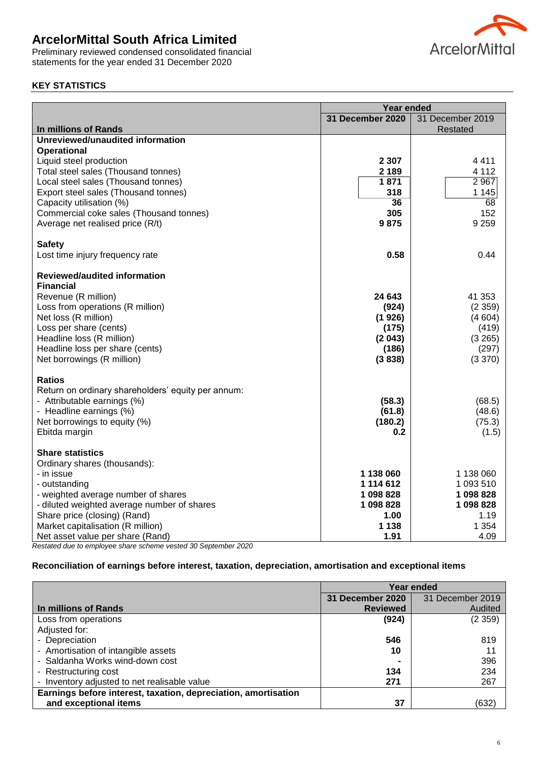# ArcelorMittal South Africa Limited

Preliminary reviewed condensed consolidated financial statements for the year ended 31 December 2020

## KEY STATISTICS

| In millions of Rands | Year ended 31 December 2020 | Year ended 31 December 2019 Restated |
|---|---|---|
| **Unreviewed/unaudited information** | | |
| **Operational** | | |
| Liquid steel production | **2 307** | 4 411 |
| Total steel sales (Thousand tonnes) | **2 189** | 4 112 |
| Local steel sales (Thousand tonnes) | **1 871** | 2 967 |
| Export steel sales (Thousand tonnes) | **318** | 1 145 |
| Capacity utilisation (%) | **36** | 68 |
| Commercial coke sales (Thousand tonnes) | **305** | 152 |
| Average net realised price (R/t) | **9 875** | 9 259 |
| **Safety** | | |
| Lost time injury frequency rate | **0.58** | 0.44 |
| **Reviewed/audited information** | | |
| **Financial** | | |
| Revenue (R million) | **24 643** | 41 353 |
| Loss from operations (R million) | **(924)** | (2 359) |
| Net loss (R million) | **(1 926)** | (4 604) |
| Loss per share (cents) | **(175)** | (419) |
| Headline loss (R million) | **(2 043)** | (3 265) |
| Headline loss per share (cents) | **(186)** | (297) |
| Net borrowings (R million) | **(3 838)** | (3 370) |
| **Ratios** | | |
| Return on ordinary shareholders' equity per annum: | | |
| - Attributable earnings (%) | **(58.3)** | (68.5) |
| - Headline earnings (%) | **(61.8)** | (48.6) |
| Net borrowings to equity (%) | **(180.2)** | (75.3) |
| Ebitda margin | **0.2** | (1.5) |
| **Share statistics** | | |
| Ordinary shares (thousands): | | |
| - in issue | **1 138 060** | 1 138 060 |
| - outstanding | **1 114 612** | 1 093 510 |
| - weighted average number of shares | **1 098 828** | **1 098 828** |
| - diluted weighted average number of shares | **1 098 828** | **1 098 828** |
| Share price (closing) (Rand) | **1.00** | 1.19 |
| Market capitalisation (R million) | **1 138** | 1 354 |
| Net asset value per share (Rand) | **1.91** | 4.09 |

*Restated due to employee share scheme vested 30 September 2020*

### Reconciliation of earnings before interest, taxation, depreciation, amortisation and exceptional items

| In millions of Rands | Year ended 31 December 2020 Reviewed | Year ended 31 December 2019 Audited |
|---|---|---|
| Loss from operations | **(924)** | (2 359) |
| Adjusted for: | | |
| - Depreciation | **546** | 819 |
| - Amortisation of intangible assets | **10** | 11 |
| - Saldanha Works wind-down cost | **-** | 396 |
| - Restructuring cost | **134** | 234 |
| - Inventory adjusted to net realisable value | **271** | 267 |
| **Earnings before interest, taxation, depreciation, amortisation and exceptional items** | **37** | (632) |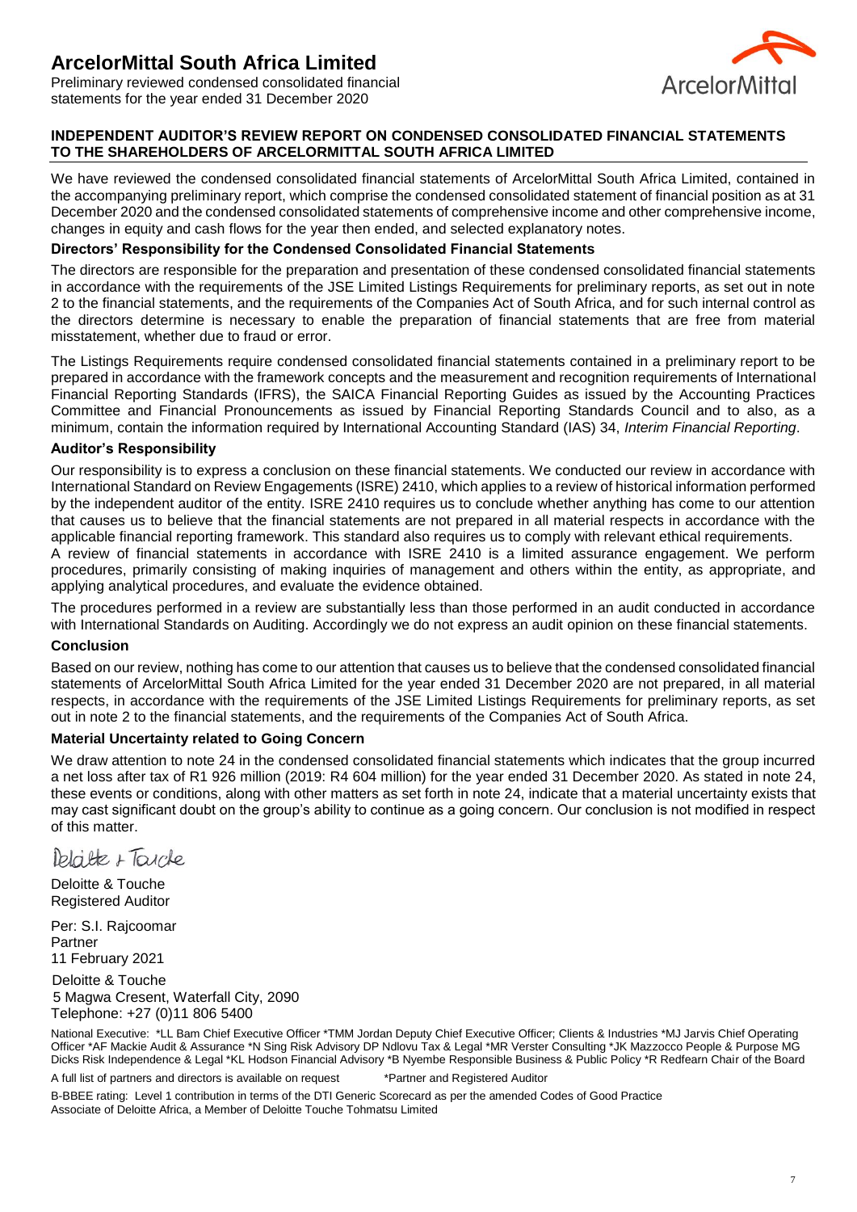# ArcelorMittal South Africa Limited

Preliminary reviewed condensed consolidated financial statements for the year ended 31 December 2020

## INDEPENDENT AUDITOR'S REVIEW REPORT ON CONDENSED CONSOLIDATED FINANCIAL STATEMENTS TO THE SHAREHOLDERS OF ARCELORMITTAL SOUTH AFRICA LIMITED

We have reviewed the condensed consolidated financial statements of ArcelorMittal South Africa Limited, contained in the accompanying preliminary report, which comprise the condensed consolidated statement of financial position as at 31 December 2020 and the condensed consolidated statements of comprehensive income and other comprehensive income, changes in equity and cash flows for the year then ended, and selected explanatory notes.

### Directors' Responsibility for the Condensed Consolidated Financial Statements

The directors are responsible for the preparation and presentation of these condensed consolidated financial statements in accordance with the requirements of the JSE Limited Listings Requirements for preliminary reports, as set out in note 2 to the financial statements, and the requirements of the Companies Act of South Africa, and for such internal control as the directors determine is necessary to enable the preparation of financial statements that are free from material misstatement, whether due to fraud or error.

The Listings Requirements require condensed consolidated financial statements contained in a preliminary report to be prepared in accordance with the framework concepts and the measurement and recognition requirements of International Financial Reporting Standards (IFRS), the SAICA Financial Reporting Guides as issued by the Accounting Practices Committee and Financial Pronouncements as issued by Financial Reporting Standards Council and to also, as a minimum, contain the information required by International Accounting Standard (IAS) 34, *Interim Financial Reporting*.

### Auditor's Responsibility

Our responsibility is to express a conclusion on these financial statements. We conducted our review in accordance with International Standard on Review Engagements (ISRE) 2410, which applies to a review of historical information performed by the independent auditor of the entity. ISRE 2410 requires us to conclude whether anything has come to our attention that causes us to believe that the financial statements are not prepared in all material respects in accordance with the applicable financial reporting framework. This standard also requires us to comply with relevant ethical requirements.

A review of financial statements in accordance with ISRE 2410 is a limited assurance engagement. We perform procedures, primarily consisting of making inquiries of management and others within the entity, as appropriate, and applying analytical procedures, and evaluate the evidence obtained.

The procedures performed in a review are substantially less than those performed in an audit conducted in accordance with International Standards on Auditing. Accordingly we do not express an audit opinion on these financial statements.

### Conclusion

Based on our review, nothing has come to our attention that causes us to believe that the condensed consolidated financial statements of ArcelorMittal South Africa Limited for the year ended 31 December 2020 are not prepared, in all material respects, in accordance with the requirements of the JSE Limited Listings Requirements for preliminary reports, as set out in note 2 to the financial statements, and the requirements of the Companies Act of South Africa.

### Material Uncertainty related to Going Concern

We draw attention to note 24 in the condensed consolidated financial statements which indicates that the group incurred a net loss after tax of R1 926 million (2019: R4 604 million) for the year ended 31 December 2020. As stated in note 24, these events or conditions, along with other matters as set forth in note 24, indicate that a material uncertainty exists that may cast significant doubt on the group's ability to continue as a going concern. Our conclusion is not modified in respect of this matter.

Deloitte & Touche

Deloitte & Touche
Registered Auditor

Per: S.I. Rajcoomar
Partner
11 February 2021

Deloitte & Touche
5 Magwa Cresent, Waterfall City, 2090
Telephone: +27 (0)11 806 5400

National Executive: *LL Bam Chief Executive Officer *TMM Jordan Deputy Chief Executive Officer; Clients & Industries *MJ Jarvis Chief Operating Officer *AF Mackie Audit & Assurance *N Sing Risk Advisory DP Ndlovu Tax & Legal *MR Verster Consulting *JK Mazzocco People & Purpose MG Dicks Risk Independence & Legal *KL Hodson Financial Advisory *B Nyembe Responsible Business & Public Policy *R Redfearn Chair of the Board

A full list of partners and directors is available on request *Partner and Registered Auditor

B-BBEE rating: Level 1 contribution in terms of the DTI Generic Scorecard as per the amended Codes of Good Practice
Associate of Deloitte Africa, a Member of Deloitte Touche Tohmatsu Limited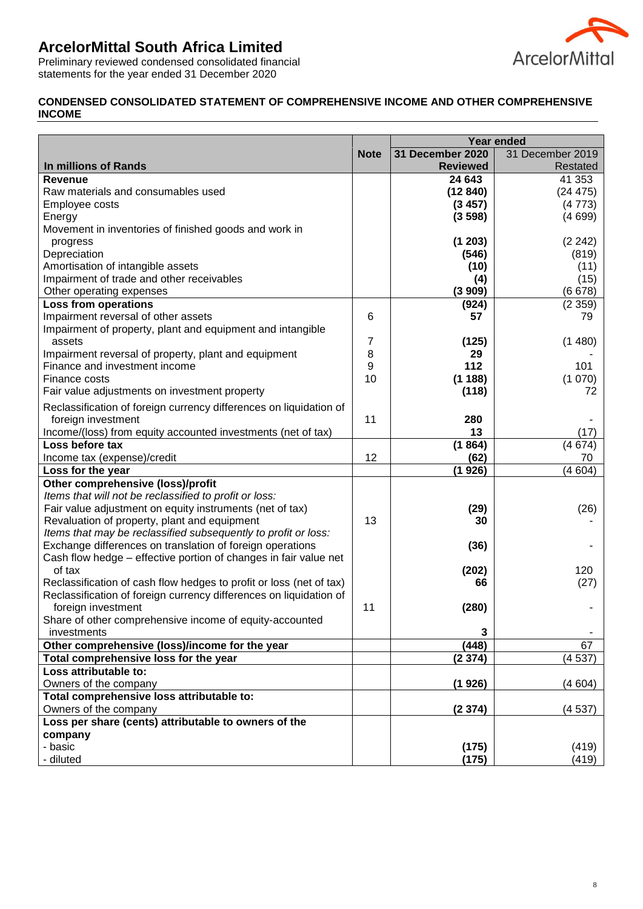# ArcelorMittal South Africa Limited

Preliminary reviewed condensed consolidated financial statements for the year ended 31 December 2020

## CONDENSED CONSOLIDATED STATEMENT OF COMPREHENSIVE INCOME AND OTHER COMPREHENSIVE INCOME

| In millions of Rands | Note | Year ended 31 December 2020 Reviewed | 31 December 2019 Restated |
|---|---|---|---|
| **Revenue** | | **24 643** | 41 353 |
| Raw materials and consumables used | | **(12 840)** | (24 475) |
| Employee costs | | **(3 457)** | (4 773) |
| Energy | | **(3 598)** | (4 699) |
| Movement in inventories of finished goods and work in progress | | **(1 203)** | (2 242) |
| Depreciation | | **(546)** | (819) |
| Amortisation of intangible assets | | **(10)** | (11) |
| Impairment of trade and other receivables | | **(4)** | (15) |
| Other operating expenses | | **(3 909)** | (6 678) |
| **Loss from operations** | | **(924)** | (2 359) |
| Impairment reversal of other assets | 6 | **57** | 79 |
| Impairment of property, plant and equipment and intangible assets | 7 | **(125)** | (1 480) |
| Impairment reversal of property, plant and equipment | 8 | **29** | - |
| Finance and investment income | 9 | **112** | 101 |
| Finance costs | 10 | **(1 188)** | (1 070) |
| Fair value adjustments on investment property | | **(118)** | 72 |
| Reclassification of foreign currency differences on liquidation of foreign investment | 11 | **280** | - |
| Income/(loss) from equity accounted investments (net of tax) | | **13** | (17) |
| **Loss before tax** | | **(1 864)** | (4 674) |
| Income tax (expense)/credit | 12 | **(62)** | 70 |
| **Loss for the year** | | **(1 926)** | (4 604) |
| **Other comprehensive (loss)/profit** | | | |
| *Items that will not be reclassified to profit or loss:* | | | |
| Fair value adjustment on equity instruments (net of tax) | | **(29)** | (26) |
| Revaluation of property, plant and equipment | 13 | **30** | - |
| *Items that may be reclassified subsequently to profit or loss:* | | | |
| Exchange differences on translation of foreign operations | | **(36)** | - |
| Cash flow hedge – effective portion of changes in fair value net of tax | | **(202)** | 120 |
| Reclassification of cash flow hedges to profit or loss (net of tax) | | **66** | (27) |
| Reclassification of foreign currency differences on liquidation of foreign investment | 11 | **(280)** | - |
| Share of other comprehensive income of equity-accounted investments | | **3** | - |
| **Other comprehensive (loss)/income for the year** | | **(448)** | 67 |
| **Total comprehensive loss for the year** | | **(2 374)** | (4 537) |
| **Loss attributable to:** | | | |
| Owners of the company | | **(1 926)** | (4 604) |
| **Total comprehensive loss attributable to:** | | | |
| Owners of the company | | **(2 374)** | (4 537) |
| **Loss per share (cents) attributable to owners of the company** | | | |
| - basic | | **(175)** | (419) |
| - diluted | | **(175)** | (419) |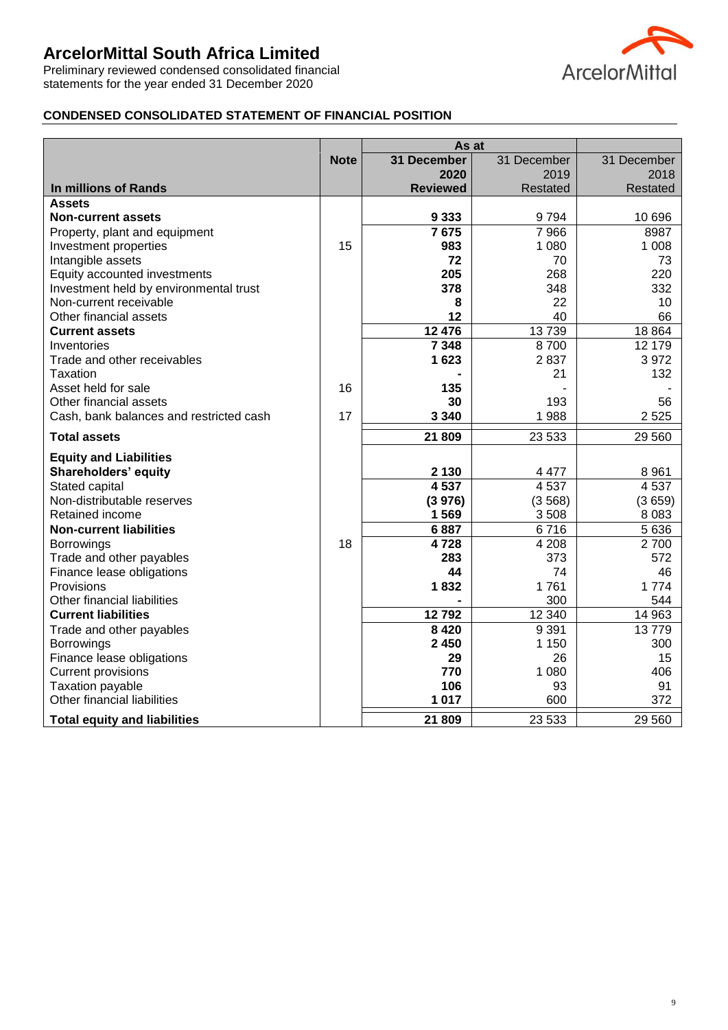# ArcelorMittal South Africa Limited

Preliminary reviewed condensed consolidated financial statements for the year ended 31 December 2020

## CONDENSED CONSOLIDATED STATEMENT OF FINANCIAL POSITION

| | | As at | | |
|---|---|---|---|---|
| In millions of Rands | **Note** | **31 December 2020 Reviewed** | 31 December 2019 Restated | 31 December 2018 Restated |
| **Assets** | | | | |
| **Non-current assets** | | **9 333** | 9 794 | 10 696 |
| Property, plant and equipment | | **7 675** | 7 966 | 8987 |
| Investment properties | 15 | **983** | 1 080 | 1 008 |
| Intangible assets | | **72** | 70 | 73 |
| Equity accounted investments | | **205** | 268 | 220 |
| Investment held by environmental trust | | **378** | 348 | 332 |
| Non-current receivable | | **8** | 22 | 10 |
| Other financial assets | | **12** | 40 | 66 |
| **Current assets** | | **12 476** | 13 739 | 18 864 |
| Inventories | | **7 348** | 8 700 | 12 179 |
| Trade and other receivables | | **1 623** | 2 837 | 3 972 |
| Taxation | | **-** | 21 | 132 |
| Asset held for sale | 16 | **135** | - | - |
| Other financial assets | | **30** | 193 | 56 |
| Cash, bank balances and restricted cash | 17 | **3 340** | 1 988 | 2 525 |
| **Total assets** | | **21 809** | 23 533 | 29 560 |
| **Equity and Liabilities** | | | | |
| **Shareholders' equity** | | **2 130** | 4 477 | 8 961 |
| Stated capital | | **4 537** | 4 537 | 4 537 |
| Non-distributable reserves | | **(3 976)** | (3 568) | (3 659) |
| Retained income | | **1 569** | 3 508 | 8 083 |
| **Non-current liabilities** | | **6 887** | 6 716 | 5 636 |
| Borrowings | 18 | **4 728** | 4 208 | 2 700 |
| Trade and other payables | | **283** | 373 | 572 |
| Finance lease obligations | | **44** | 74 | 46 |
| Provisions | | **1 832** | 1 761 | 1 774 |
| Other financial liabilities | | **-** | 300 | 544 |
| **Current liabilities** | | **12 792** | 12 340 | 14 963 |
| Trade and other payables | | **8 420** | 9 391 | 13 779 |
| Borrowings | | **2 450** | 1 150 | 300 |
| Finance lease obligations | | **29** | 26 | 15 |
| Current provisions | | **770** | 1 080 | 406 |
| Taxation payable | | **106** | 93 | 91 |
| Other financial liabilities | | **1 017** | 600 | 372 |
| **Total equity and liabilities** | | **21 809** | 23 533 | 29 560 |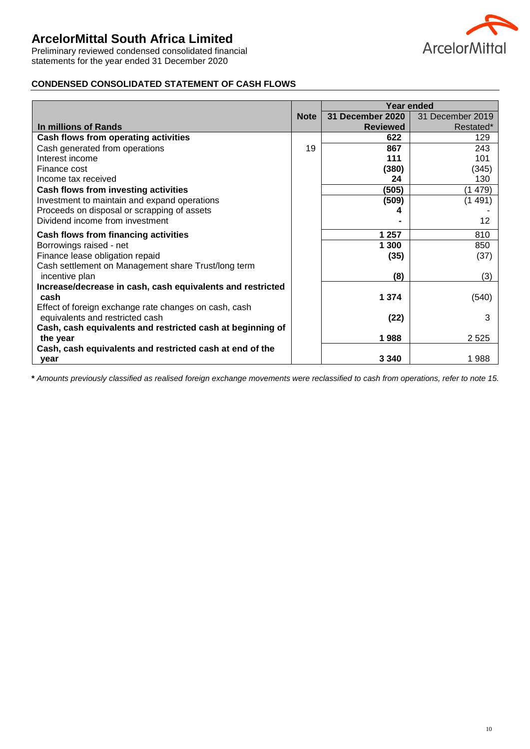# ArcelorMittal South Africa Limited

Preliminary reviewed condensed consolidated financial statements for the year ended 31 December 2020

## CONDENSED CONSOLIDATED STATEMENT OF CASH FLOWS

| | | Year ended | |
|---|---|---|---|
| In millions of Rands | Note | 31 December 2020 Reviewed | 31 December 2019 Restated* |
| **Cash flows from operating activities** | | **622** | 129 |
| Cash generated from operations | 19 | **867** | 243 |
| Interest income | | **111** | 101 |
| Finance cost | | **(380)** | (345) |
| Income tax received | | **24** | 130 |
| **Cash flows from investing activities** | | **(505)** | (1 479) |
| Investment to maintain and expand operations | | **(509)** | (1 491) |
| Proceeds on disposal or scrapping of assets | | **4** | - |
| Dividend income from investment | | **-** | 12 |
| **Cash flows from financing activities** | | **1 257** | 810 |
| Borrowings raised - net | | **1 300** | 850 |
| Finance lease obligation repaid | | **(35)** | (37) |
| Cash settlement on Management share Trust/long term incentive plan | | **(8)** | (3) |
| **Increase/decrease in cash, cash equivalents and restricted cash** | | **1 374** | (540) |
| Effect of foreign exchange rate changes on cash, cash equivalents and restricted cash | | **(22)** | 3 |
| **Cash, cash equivalents and restricted cash at beginning of the year** | | **1 988** | 2 525 |
| **Cash, cash equivalents and restricted cash at end of the year** | | **3 340** | 1 988 |

*** *Amounts previously classified as realised foreign exchange movements were reclassified to cash from operations, refer to note 15.*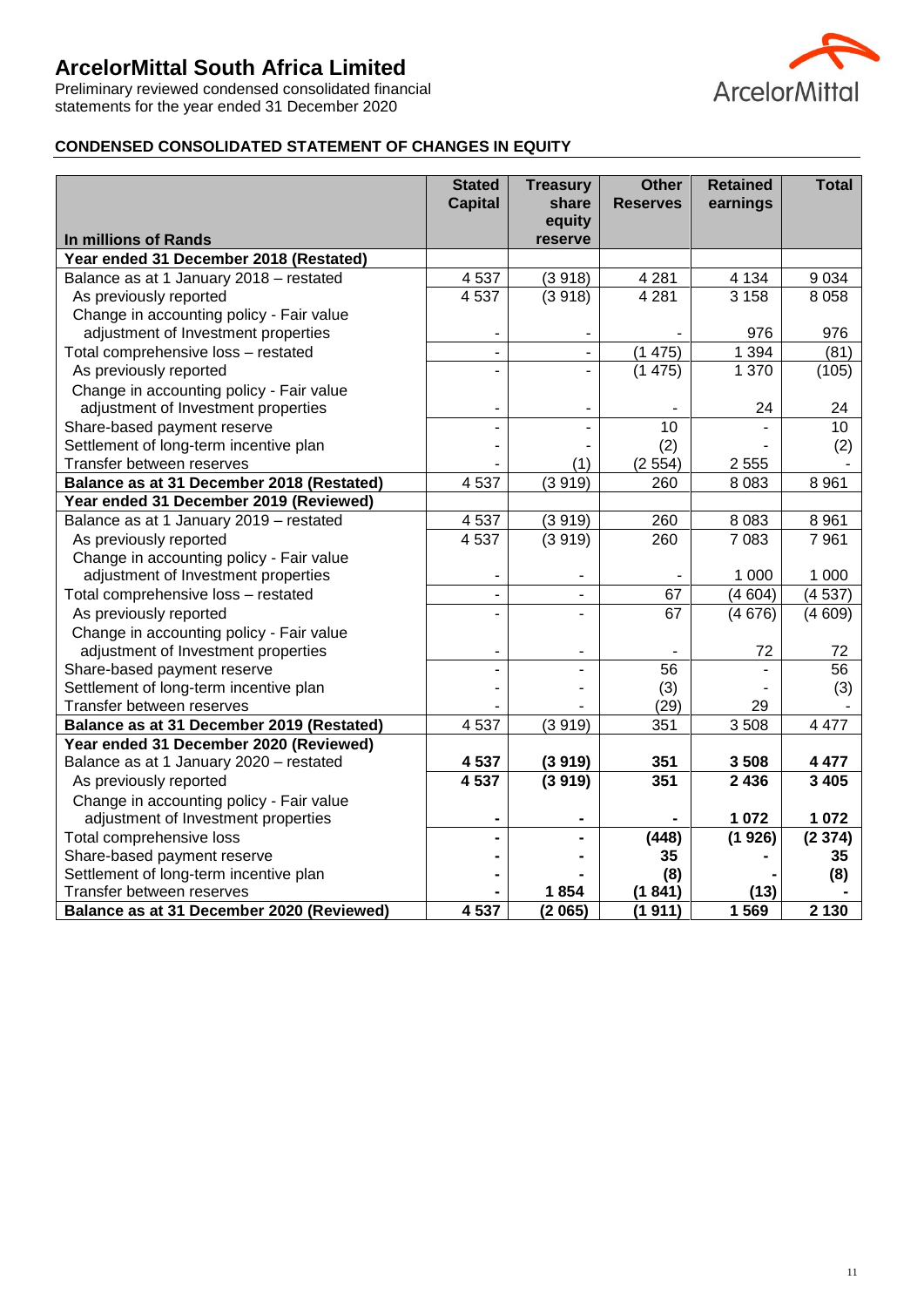# ArcelorMittal South Africa Limited

Preliminary reviewed condensed consolidated financial statements for the year ended 31 December 2020

## CONDENSED CONSOLIDATED STATEMENT OF CHANGES IN EQUITY

| In millions of Rands | Stated Capital | Treasury share equity reserve | Other Reserves | Retained earnings | Total |
|---|---|---|---|---|---|
| **Year ended 31 December 2018 (Restated)** | | | | | |
| Balance as at 1 January 2018 – restated | 4 537 | (3 918) | 4 281 | 4 134 | 9 034 |
| As previously reported | 4 537 | (3 918) | 4 281 | 3 158 | 8 058 |
| Change in accounting policy - Fair value adjustment of Investment properties | - | - | - | 976 | 976 |
| Total comprehensive loss – restated | - | - | (1 475) | 1 394 | (81) |
| As previously reported | - | - | (1 475) | 1 370 | (105) |
| Change in accounting policy - Fair value adjustment of Investment properties | - | - | - | 24 | 24 |
| Share-based payment reserve | - | - | 10 | - | 10 |
| Settlement of long-term incentive plan | - | - | (2) | - | (2) |
| Transfer between reserves | - | (1) | (2 554) | 2 555 | - |
| **Balance as at 31 December 2018 (Restated)** | 4 537 | (3 919) | 260 | 8 083 | 8 961 |
| **Year ended 31 December 2019 (Reviewed)** | | | | | |
| Balance as at 1 January 2019 – restated | 4 537 | (3 919) | 260 | 8 083 | 8 961 |
| As previously reported | 4 537 | (3 919) | 260 | 7 083 | 7 961 |
| Change in accounting policy - Fair value adjustment of Investment properties | - | - | - | 1 000 | 1 000 |
| Total comprehensive loss – restated | - | - | 67 | (4 604) | (4 537) |
| As previously reported | - | - | 67 | (4 676) | (4 609) |
| Change in accounting policy - Fair value adjustment of Investment properties | - | - | - | 72 | 72 |
| Share-based payment reserve | - | - | 56 | - | 56 |
| Settlement of long-term incentive plan | - | - | (3) | - | (3) |
| Transfer between reserves | - | - | (29) | 29 | - |
| **Balance as at 31 December 2019 (Restated)** | 4 537 | (3 919) | 351 | 3 508 | 4 477 |
| **Year ended 31 December 2020 (Reviewed)** | | | | | |
| Balance as at 1 January 2020 – restated | **4 537** | **(3 919)** | **351** | **3 508** | **4 477** |
| As previously reported | **4 537** | **(3 919)** | **351** | **2 436** | **3 405** |
| Change in accounting policy - Fair value adjustment of Investment properties | **-** | **-** | **-** | **1 072** | **1 072** |
| Total comprehensive loss | **-** | **-** | **(448)** | **(1 926)** | **(2 374)** |
| Share-based payment reserve | **-** | **-** | **35** | **-** | **35** |
| Settlement of long-term incentive plan | **-** | **-** | **(8)** | **-** | **(8)** |
| Transfer between reserves | **-** | **1 854** | **(1 841)** | **(13)** | **-** |
| **Balance as at 31 December 2020 (Reviewed)** | **4 537** | **(2 065)** | **(1 911)** | **1 569** | **2 130** |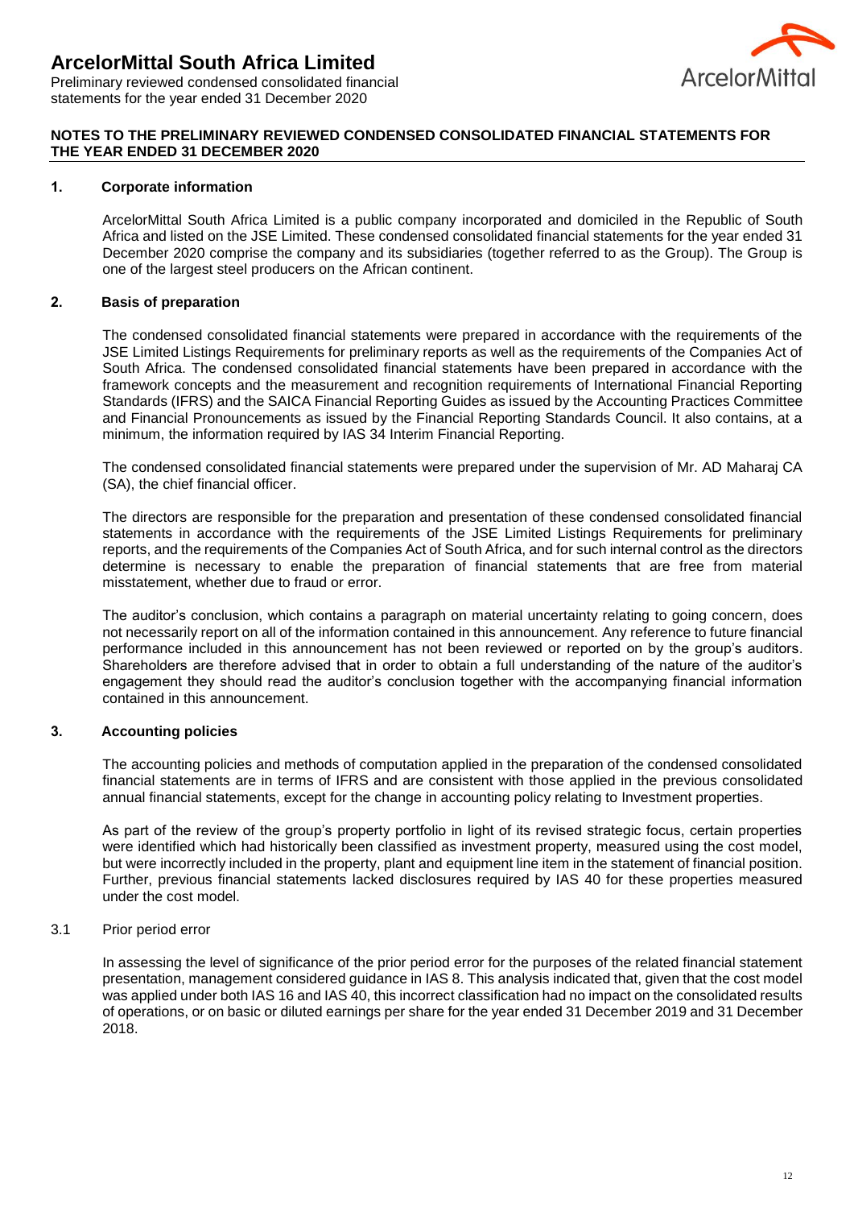## NOTES TO THE PRELIMINARY REVIEWED CONDENSED CONSOLIDATED FINANCIAL STATEMENTS FOR THE YEAR ENDED 31 DECEMBER 2020

### 1. Corporate information

ArcelorMittal South Africa Limited is a public company incorporated and domiciled in the Republic of South Africa and listed on the JSE Limited. These condensed consolidated financial statements for the year ended 31 December 2020 comprise the company and its subsidiaries (together referred to as the Group). The Group is one of the largest steel producers on the African continent.

### 2. Basis of preparation

The condensed consolidated financial statements were prepared in accordance with the requirements of the JSE Limited Listings Requirements for preliminary reports as well as the requirements of the Companies Act of South Africa. The condensed consolidated financial statements have been prepared in accordance with the framework concepts and the measurement and recognition requirements of International Financial Reporting Standards (IFRS) and the SAICA Financial Reporting Guides as issued by the Accounting Practices Committee and Financial Pronouncements as issued by the Financial Reporting Standards Council. It also contains, at a minimum, the information required by IAS 34 Interim Financial Reporting.

The condensed consolidated financial statements were prepared under the supervision of Mr. AD Maharaj CA (SA), the chief financial officer.

The directors are responsible for the preparation and presentation of these condensed consolidated financial statements in accordance with the requirements of the JSE Limited Listings Requirements for preliminary reports, and the requirements of the Companies Act of South Africa, and for such internal control as the directors determine is necessary to enable the preparation of financial statements that are free from material misstatement, whether due to fraud or error.

The auditor's conclusion, which contains a paragraph on material uncertainty relating to going concern, does not necessarily report on all of the information contained in this announcement. Any reference to future financial performance included in this announcement has not been reviewed or reported on by the group's auditors. Shareholders are therefore advised that in order to obtain a full understanding of the nature of the auditor's engagement they should read the auditor's conclusion together with the accompanying financial information contained in this announcement.

### 3. Accounting policies

The accounting policies and methods of computation applied in the preparation of the condensed consolidated financial statements are in terms of IFRS and are consistent with those applied in the previous consolidated annual financial statements, except for the change in accounting policy relating to Investment properties.

As part of the review of the group's property portfolio in light of its revised strategic focus, certain properties were identified which had historically been classified as investment property, measured using the cost model, but were incorrectly included in the property, plant and equipment line item in the statement of financial position. Further, previous financial statements lacked disclosures required by IAS 40 for these properties measured under the cost model.

3.1 Prior period error

In assessing the level of significance of the prior period error for the purposes of the related financial statement presentation, management considered guidance in IAS 8. This analysis indicated that, given that the cost model was applied under both IAS 16 and IAS 40, this incorrect classification had no impact on the consolidated results of operations, or on basic or diluted earnings per share for the year ended 31 December 2019 and 31 December 2018.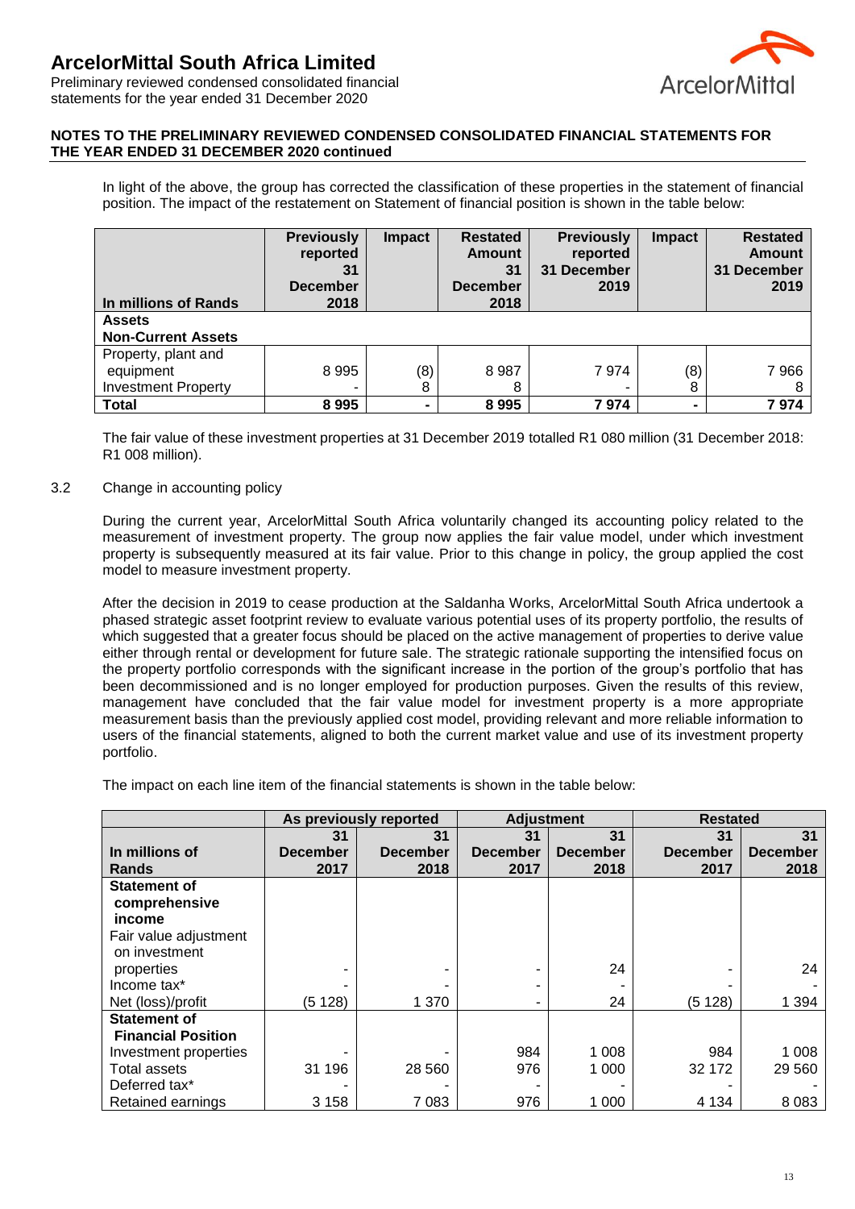**NOTES TO THE PRELIMINARY REVIEWED CONDENSED CONSOLIDATED FINANCIAL STATEMENTS FOR THE YEAR ENDED 31 DECEMBER 2020 continued**

In light of the above, the group has corrected the classification of these properties in the statement of financial position. The impact of the restatement on Statement of financial position is shown in the table below:

| In millions of Rands | Previously reported 31 December 2018 | Impact | Restated Amount 31 December 2018 | Previously reported 31 December 2019 | Impact | Restated Amount 31 December 2019 |
|---|---|---|---|---|---|---|
| **Assets** | | | | | | |
| **Non-Current Assets** | | | | | | |
| Property, plant and equipment | 8 995 | (8) | 8 987 | 7 974 | (8) | 7 966 |
| Investment Property | - | 8 | 8 | - | 8 | 8 |
| **Total** | **8 995** | **-** | **8 995** | **7 974** | **-** | **7 974** |

The fair value of these investment properties at 31 December 2019 totalled R1 080 million (31 December 2018: R1 008 million).

3.2 Change in accounting policy

During the current year, ArcelorMittal South Africa voluntarily changed its accounting policy related to the measurement of investment property. The group now applies the fair value model, under which investment property is subsequently measured at its fair value. Prior to this change in policy, the group applied the cost model to measure investment property.

After the decision in 2019 to cease production at the Saldanha Works, ArcelorMittal South Africa undertook a phased strategic asset footprint review to evaluate various potential uses of its property portfolio, the results of which suggested that a greater focus should be placed on the active management of properties to derive value either through rental or development for future sale. The strategic rationale supporting the intensified focus on the property portfolio corresponds with the significant increase in the portion of the group's portfolio that has been decommissioned and is no longer employed for production purposes. Given the results of this review, management have concluded that the fair value model for investment property is a more appropriate measurement basis than the previously applied cost model, providing relevant and more reliable information to users of the financial statements, aligned to both the current market value and use of its investment property portfolio.

The impact on each line item of the financial statements is shown in the table below:

| In millions of Rands | As previously reported 31 December 2017 | As previously reported 31 December 2018 | Adjustment 31 December 2017 | Adjustment 31 December 2018 | Restated 31 December 2017 | Restated 31 December 2018 |
|---|---|---|---|---|---|---|
| **Statement of comprehensive income** | | | | | | |
| Fair value adjustment on investment properties | - | - | - | 24 | - | 24 |
| Income tax* | - | - | - | - | - | - |
| Net (loss)/profit | (5 128) | 1 370 | - | 24 | (5 128) | 1 394 |
| **Statement of Financial Position** | | | | | | |
| Investment properties | - | - | 984 | 1 008 | 984 | 1 008 |
| Total assets | 31 196 | 28 560 | 976 | 1 000 | 32 172 | 29 560 |
| Deferred tax* | - | - | - | - | - | - |
| Retained earnings | 3 158 | 7 083 | 976 | 1 000 | 4 134 | 8 083 |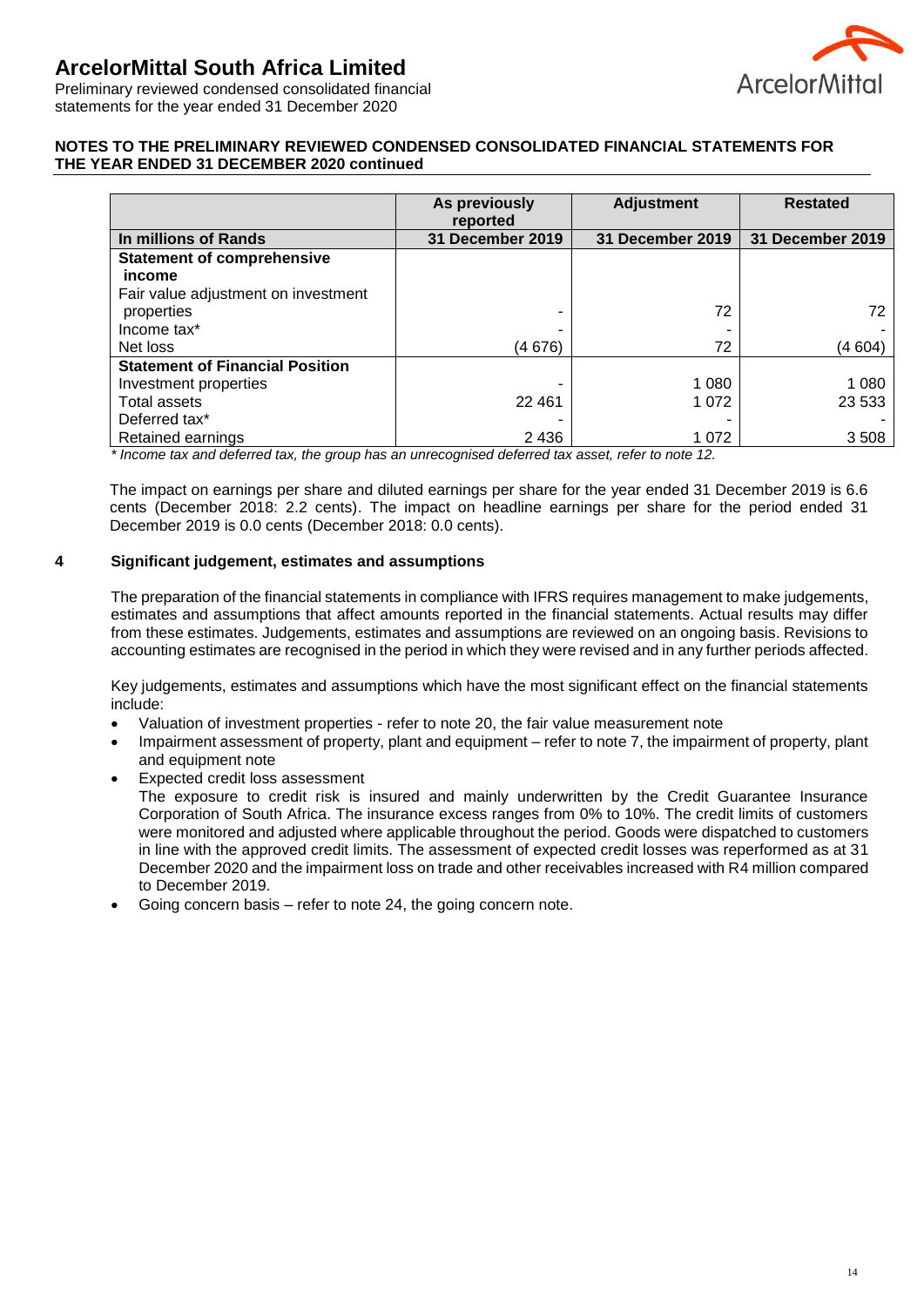# ArcelorMittal South Africa Limited

Preliminary reviewed condensed consolidated financial statements for the year ended 31 December 2020

**NOTES TO THE PRELIMINARY REVIEWED CONDENSED CONSOLIDATED FINANCIAL STATEMENTS FOR THE YEAR ENDED 31 DECEMBER 2020 continued**

| | As previously reported | Adjustment | Restated |
|---|---|---|---|
| **In millions of Rands** | **31 December 2019** | **31 December 2019** | **31 December 2019** |
| **Statement of comprehensive income** | | | |
| Fair value adjustment on investment properties | - | 72 | 72 |
| Income tax* | - | - | - |
| Net loss | (4 676) | 72 | (4 604) |
| **Statement of Financial Position** | | | |
| Investment properties | - | 1 080 | 1 080 |
| Total assets | 22 461 | 1 072 | 23 533 |
| Deferred tax* | - | - | - |
| Retained earnings | 2 436 | 1 072 | 3 508 |

*\* Income tax and deferred tax, the group has an unrecognised deferred tax asset, refer to note 12.*

The impact on earnings per share and diluted earnings per share for the year ended 31 December 2019 is 6.6 cents (December 2018: 2.2 cents). The impact on headline earnings per share for the period ended 31 December 2019 is 0.0 cents (December 2018: 0.0 cents).

## 4 Significant judgement, estimates and assumptions

The preparation of the financial statements in compliance with IFRS requires management to make judgements, estimates and assumptions that affect amounts reported in the financial statements. Actual results may differ from these estimates. Judgements, estimates and assumptions are reviewed on an ongoing basis. Revisions to accounting estimates are recognised in the period in which they were revised and in any further periods affected.

Key judgements, estimates and assumptions which have the most significant effect on the financial statements include:

- Valuation of investment properties - refer to note 20, the fair value measurement note
- Impairment assessment of property, plant and equipment – refer to note 7, the impairment of property, plant and equipment note
- Expected credit loss assessment
  The exposure to credit risk is insured and mainly underwritten by the Credit Guarantee Insurance Corporation of South Africa. The insurance excess ranges from 0% to 10%. The credit limits of customers were monitored and adjusted where applicable throughout the period. Goods were dispatched to customers in line with the approved credit limits. The assessment of expected credit losses was reperformed as at 31 December 2020 and the impairment loss on trade and other receivables increased with R4 million compared to December 2019.
- Going concern basis – refer to note 24, the going concern note.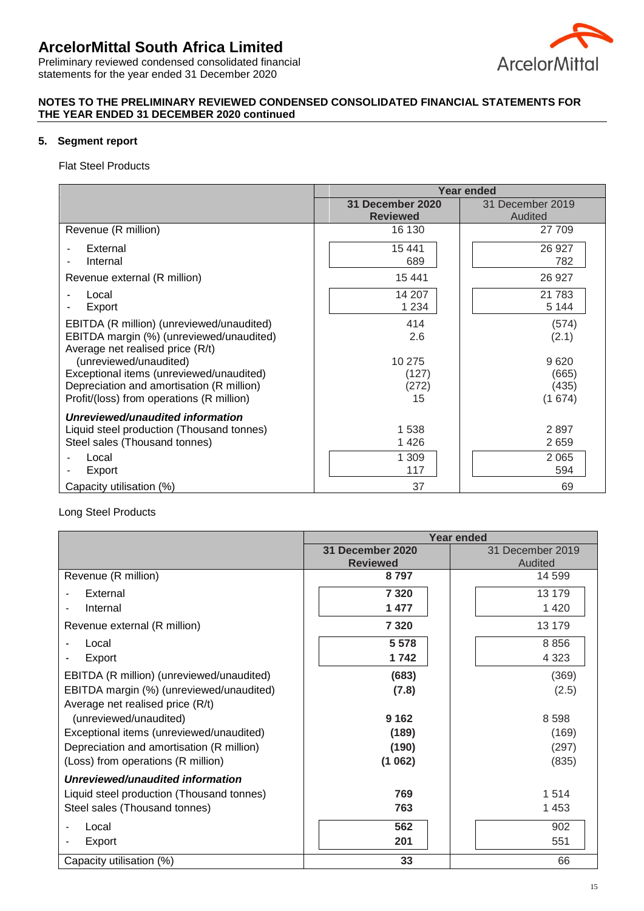# ArcelorMittal South Africa Limited

Preliminary reviewed condensed consolidated financial statements for the year ended 31 December 2020

**NOTES TO THE PRELIMINARY REVIEWED CONDENSED CONSOLIDATED FINANCIAL STATEMENTS FOR THE YEAR ENDED 31 DECEMBER 2020 continued**

## 5. Segment report

Flat Steel Products

| | Year ended | |
|---|---|---|
| | **31 December 2020 Reviewed** | 31 December 2019 Audited |
| Revenue (R million) | 16 130 | 27 709 |
| - External | 15 441 | 26 927 |
| - Internal | 689 | 782 |
| Revenue external (R million) | 15 441 | 26 927 |
| - Local | 14 207 | 21 783 |
| - Export | 1 234 | 5 144 |
| EBITDA (R million) (unreviewed/unaudited) | 414 | (574) |
| EBITDA margin (%) (unreviewed/unaudited) | 2.6 | (2.1) |
| Average net realised price (R/t) (unreviewed/unaudited) | 10 275 | 9 620 |
| Exceptional items (unreviewed/unaudited) | (127) | (665) |
| Depreciation and amortisation (R million) | (272) | (435) |
| Profit/(loss) from operations (R million) | 15 | (1 674) |
| ***Unreviewed/unaudited information*** | | |
| Liquid steel production (Thousand tonnes) | 1 538 | 2 897 |
| Steel sales (Thousand tonnes) | 1 426 | 2 659 |
| - Local | 1 309 | 2 065 |
| - Export | 117 | 594 |
| Capacity utilisation (%) | 37 | 69 |

Long Steel Products

| | Year ended | |
|---|---|---|
| | **31 December 2020 Reviewed** | 31 December 2019 Audited |
| Revenue (R million) | **8 797** | 14 599 |
| - External | **7 320** | 13 179 |
| - Internal | **1 477** | 1 420 |
| Revenue external (R million) | **7 320** | 13 179 |
| - Local | **5 578** | 8 856 |
| - Export | **1 742** | 4 323 |
| EBITDA (R million) (unreviewed/unaudited) | **(683)** | (369) |
| EBITDA margin (%) (unreviewed/unaudited) | **(7.8)** | (2.5) |
| Average net realised price (R/t) (unreviewed/unaudited) | **9 162** | 8 598 |
| Exceptional items (unreviewed/unaudited) | **(189)** | (169) |
| Depreciation and amortisation (R million) | **(190)** | (297) |
| (Loss) from operations (R million) | **(1 062)** | (835) |
| ***Unreviewed/unaudited information*** | | |
| Liquid steel production (Thousand tonnes) | **769** | 1 514 |
| Steel sales (Thousand tonnes) | **763** | 1 453 |
| - Local | **562** | 902 |
| - Export | **201** | 551 |
| Capacity utilisation (%) | **33** | 66 |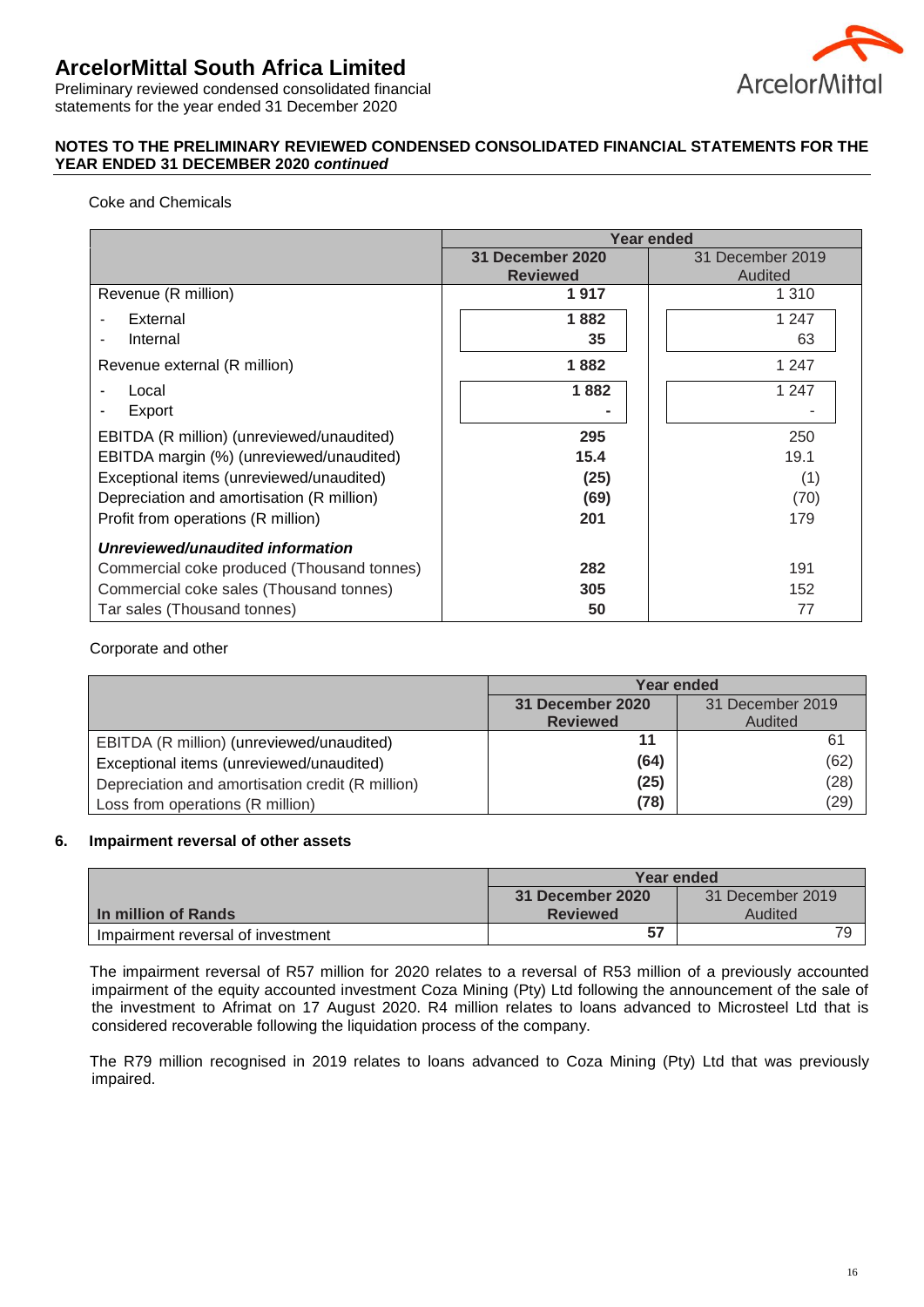**NOTES TO THE PRELIMINARY REVIEWED CONDENSED CONSOLIDATED FINANCIAL STATEMENTS FOR THE YEAR ENDED 31 DECEMBER 2020** ***continued***

Coke and Chemicals

| | Year ended | |
|---|---|---|
| | **31 December 2020 Reviewed** | 31 December 2019 Audited |
| Revenue (R million) | **1 917** | 1 310 |
| - External | **1 882** | 1 247 |
| - Internal | **35** | 63 |
| Revenue external (R million) | **1 882** | 1 247 |
| - Local | **1 882** | 1 247 |
| - Export | **-** | - |
| EBITDA (R million) (unreviewed/unaudited) | **295** | 250 |
| EBITDA margin (%) (unreviewed/unaudited) | **15.4** | 19.1 |
| Exceptional items (unreviewed/unaudited) | **(25)** | (1) |
| Depreciation and amortisation (R million) | **(69)** | (70) |
| Profit from operations (R million) | **201** | 179 |
| ***Unreviewed/unaudited information*** | | |
| Commercial coke produced (Thousand tonnes) | **282** | 191 |
| Commercial coke sales (Thousand tonnes) | **305** | 152 |
| Tar sales (Thousand tonnes) | **50** | 77 |

Corporate and other

| | Year ended | |
|---|---|---|
| | **31 December 2020 Reviewed** | 31 December 2019 Audited |
| EBITDA (R million) (unreviewed/unaudited) | **11** | 61 |
| Exceptional items (unreviewed/unaudited) | **(64)** | (62) |
| Depreciation and amortisation credit (R million) | **(25)** | (28) |
| Loss from operations (R million) | **(78)** | (29) |

## 6. Impairment reversal of other assets

| | Year ended | |
|---|---|---|
| **In million of Rands** | **31 December 2020 Reviewed** | 31 December 2019 Audited |
| Impairment reversal of investment | **57** | 79 |

The impairment reversal of R57 million for 2020 relates to a reversal of R53 million of a previously accounted impairment of the equity accounted investment Coza Mining (Pty) Ltd following the announcement of the sale of the investment to Afrimat on 17 August 2020. R4 million relates to loans advanced to Microsteel Ltd that is considered recoverable following the liquidation process of the company.

The R79 million recognised in 2019 relates to loans advanced to Coza Mining (Pty) Ltd that was previously impaired.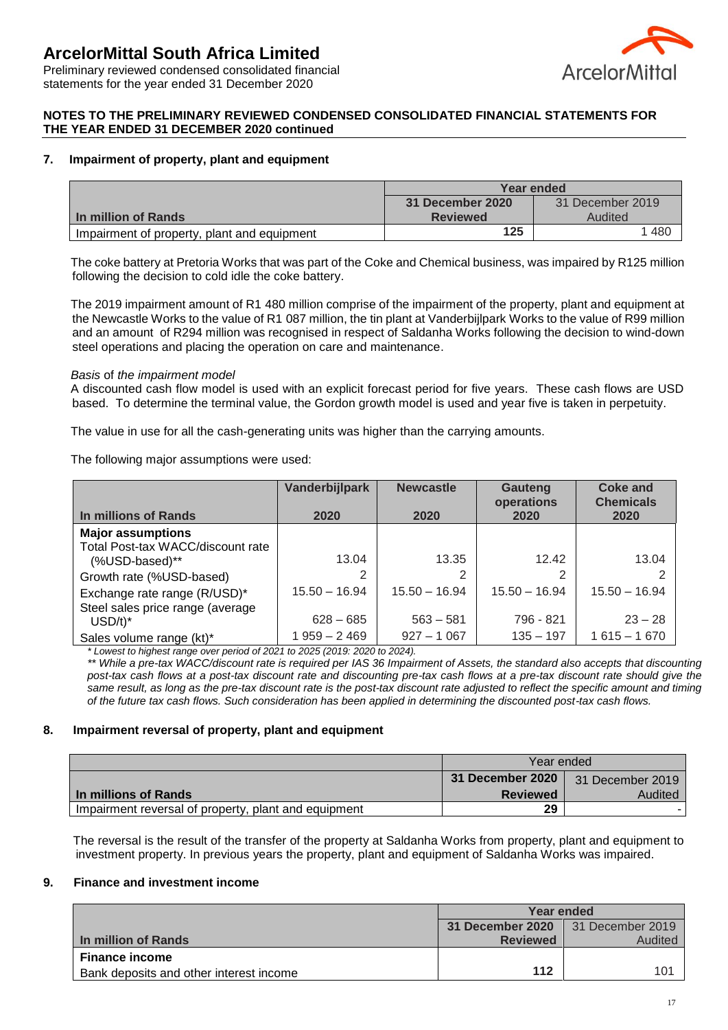## NOTES TO THE PRELIMINARY REVIEWED CONDENSED CONSOLIDATED FINANCIAL STATEMENTS FOR THE YEAR ENDED 31 DECEMBER 2020 continued

### 7. Impairment of property, plant and equipment

| In million of Rands | Year ended | |
|---|---|---|
| | **31 December 2020 Reviewed** | 31 December 2019 Audited |
| Impairment of property, plant and equipment | **125** | 1 480 |

The coke battery at Pretoria Works that was part of the Coke and Chemical business, was impaired by R125 million following the decision to cold idle the coke battery.

The 2019 impairment amount of R1 480 million comprise of the impairment of the property, plant and equipment at the Newcastle Works to the value of R1 087 million, the tin plant at Vanderbijlpark Works to the value of R99 million and an amount of R294 million was recognised in respect of Saldanha Works following the decision to wind-down steel operations and placing the operation on care and maintenance.

*Basis* of *the impairment model*

A discounted cash flow model is used with an explicit forecast period for five years. These cash flows are USD based. To determine the terminal value, the Gordon growth model is used and year five is taken in perpetuity.

The value in use for all the cash-generating units was higher than the carrying amounts.

The following major assumptions were used:

| In millions of Rands | Vanderbijlpark 2020 | Newcastle 2020 | Gauteng operations 2020 | Coke and Chemicals 2020 |
|---|---|---|---|---|
| **Major assumptions** | | | | |
| Total Post-tax WACC/discount rate (%USD-based)** | 13.04 | 13.35 | 12.42 | 13.04 |
| Growth rate (%USD-based) | 2 | 2 | 2 | 2 |
| Exchange rate range (R/USD)* | 15.50 – 16.94 | 15.50 – 16.94 | 15.50 – 16.94 | 15.50 – 16.94 |
| Steel sales price range (average USD/t)* | 628 – 685 | 563 – 581 | 796 - 821 | 23 – 28 |
| Sales volume range (kt)* | 1 959 – 2 469 | 927 – 1 067 | 135 – 197 | 1 615 – 1 670 |

*\* Lowest to highest range over period of 2021 to 2025 (2019: 2020 to 2024).*

*\*\* While a pre-tax WACC/discount rate is required per IAS 36 Impairment of Assets, the standard also accepts that discounting post-tax cash flows at a post-tax discount rate and discounting pre-tax cash flows at a pre-tax discount rate should give the same result, as long as the pre-tax discount rate is the post-tax discount rate adjusted to reflect the specific amount and timing of the future tax cash flows. Such consideration has been applied in determining the discounted post-tax cash flows.*

### 8. Impairment reversal of property, plant and equipment

| In millions of Rands | Year ended | |
|---|---|---|
| | **31 December 2020 Reviewed** | 31 December 2019 Audited |
| Impairment reversal of property, plant and equipment | **29** | - |

The reversal is the result of the transfer of the property at Saldanha Works from property, plant and equipment to investment property. In previous years the property, plant and equipment of Saldanha Works was impaired.

### 9. Finance and investment income

| In million of Rands | Year ended | |
|---|---|---|
| | **31 December 2020 Reviewed** | 31 December 2019 Audited |
| **Finance income** | | |
| Bank deposits and other interest income | **112** | 101 |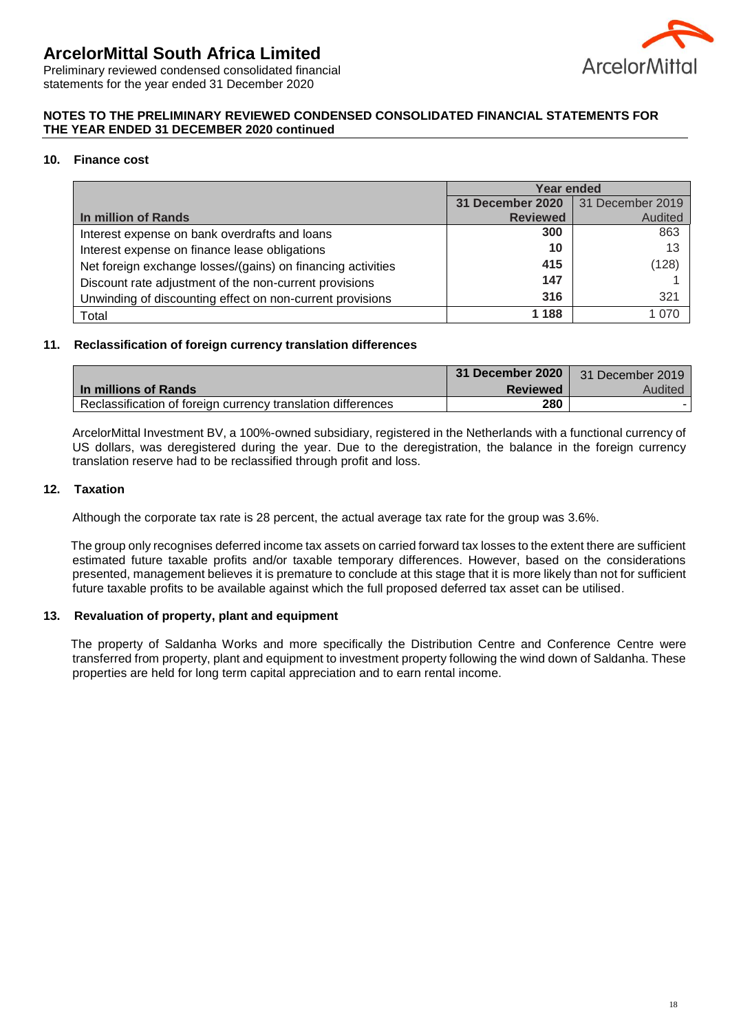## NOTES TO THE PRELIMINARY REVIEWED CONDENSED CONSOLIDATED FINANCIAL STATEMENTS FOR THE YEAR ENDED 31 DECEMBER 2020 continued

### 10. Finance cost

| In million of Rands | Year ended | |
|---|---|---|
| | **31 December 2020 Reviewed** | 31 December 2019 Audited |
| Interest expense on bank overdrafts and loans | **300** | 863 |
| Interest expense on finance lease obligations | **10** | 13 |
| Net foreign exchange losses/(gains) on financing activities | **415** | (128) |
| Discount rate adjustment of the non-current provisions | **147** | 1 |
| Unwinding of discounting effect on non-current provisions | **316** | 321 |
| Total | **1 188** | 1 070 |

### 11. Reclassification of foreign currency translation differences

| In millions of Rands | **31 December 2020 Reviewed** | 31 December 2019 Audited |
|---|---|---|
| Reclassification of foreign currency translation differences | **280** | - |

ArcelorMittal Investment BV, a 100%-owned subsidiary, registered in the Netherlands with a functional currency of US dollars, was deregistered during the year. Due to the deregistration, the balance in the foreign currency translation reserve had to be reclassified through profit and loss.

### 12. Taxation

Although the corporate tax rate is 28 percent, the actual average tax rate for the group was 3.6%.

The group only recognises deferred income tax assets on carried forward tax losses to the extent there are sufficient estimated future taxable profits and/or taxable temporary differences. However, based on the considerations presented, management believes it is premature to conclude at this stage that it is more likely than not for sufficient future taxable profits to be available against which the full proposed deferred tax asset can be utilised.

### 13. Revaluation of property, plant and equipment

The property of Saldanha Works and more specifically the Distribution Centre and Conference Centre were transferred from property, plant and equipment to investment property following the wind down of Saldanha. These properties are held for long term capital appreciation and to earn rental income.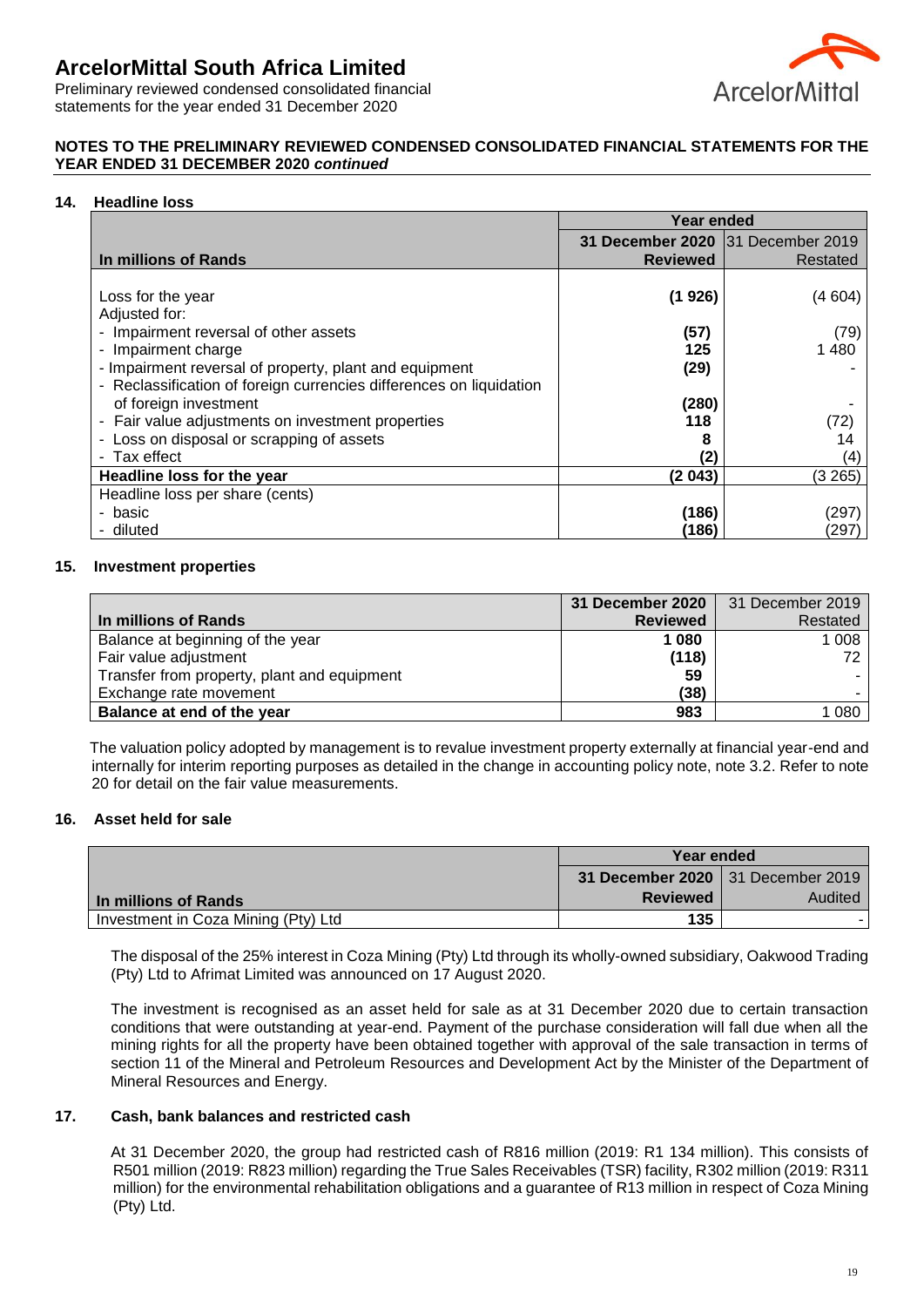## NOTES TO THE PRELIMINARY REVIEWED CONDENSED CONSOLIDATED FINANCIAL STATEMENTS FOR THE YEAR ENDED 31 DECEMBER 2020 *continued*

### 14. Headline loss

| | Year ended | |
|---|---|---|
| **In millions of Rands** | **31 December 2020 Reviewed** | 31 December 2019 Restated |
| Loss for the year | **(1 926)** | (4 604) |
| Adjusted for: | | |
| - Impairment reversal of other assets | **(57)** | (79) |
| - Impairment charge | **125** | 1 480 |
| - Impairment reversal of property, plant and equipment | **(29)** | - |
| - Reclassification of foreign currencies differences on liquidation of foreign investment | **(280)** | - |
| - Fair value adjustments on investment properties | **118** | (72) |
| - Loss on disposal or scrapping of assets | **8** | 14 |
| - Tax effect | **(2)** | (4) |
| **Headline loss for the year** | **(2 043)** | (3 265) |
| Headline loss per share (cents) | | |
| - basic | **(186)** | (297) |
| - diluted | **(186)** | (297) |

### 15. Investment properties

| **In millions of Rands** | **31 December 2020 Reviewed** | 31 December 2019 Restated |
|---|---|---|
| Balance at beginning of the year | **1 080** | 1 008 |
| Fair value adjustment | **(118)** | 72 |
| Transfer from property, plant and equipment | **59** | - |
| Exchange rate movement | **(38)** | - |
| **Balance at end of the year** | **983** | 1 080 |

The valuation policy adopted by management is to revalue investment property externally at financial year-end and internally for interim reporting purposes as detailed in the change in accounting policy note, note 3.2. Refer to note 20 for detail on the fair value measurements.

### 16. Asset held for sale

| | Year ended | |
|---|---|---|
| **In millions of Rands** | **31 December 2020 Reviewed** | 31 December 2019 Audited |
| Investment in Coza Mining (Pty) Ltd | **135** | - |

The disposal of the 25% interest in Coza Mining (Pty) Ltd through its wholly-owned subsidiary, Oakwood Trading (Pty) Ltd to Afrimat Limited was announced on 17 August 2020.

The investment is recognised as an asset held for sale as at 31 December 2020 due to certain transaction conditions that were outstanding at year-end. Payment of the purchase consideration will fall due when all the mining rights for all the property have been obtained together with approval of the sale transaction in terms of section 11 of the Mineral and Petroleum Resources and Development Act by the Minister of the Department of Mineral Resources and Energy.

### 17. Cash, bank balances and restricted cash

At 31 December 2020, the group had restricted cash of R816 million (2019: R1 134 million). This consists of R501 million (2019: R823 million) regarding the True Sales Receivables (TSR) facility, R302 million (2019: R311 million) for the environmental rehabilitation obligations and a guarantee of R13 million in respect of Coza Mining (Pty) Ltd.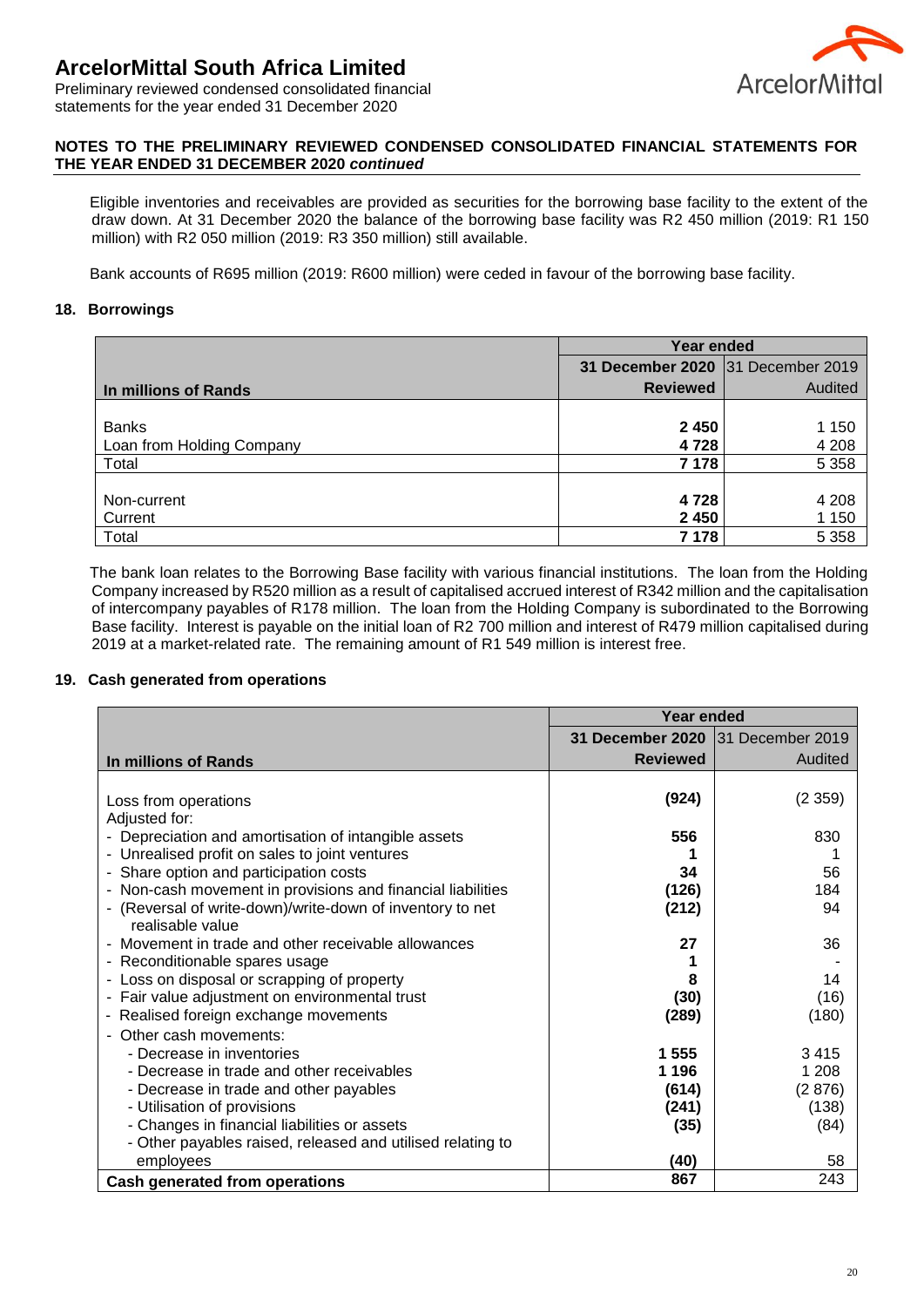**NOTES TO THE PRELIMINARY REVIEWED CONDENSED CONSOLIDATED FINANCIAL STATEMENTS FOR THE YEAR ENDED 31 DECEMBER 2020** ***continued***

Eligible inventories and receivables are provided as securities for the borrowing base facility to the extent of the draw down. At 31 December 2020 the balance of the borrowing base facility was R2 450 million (2019: R1 150 million) with R2 050 million (2019: R3 350 million) still available.

Bank accounts of R695 million (2019: R600 million) were ceded in favour of the borrowing base facility.

## 18. Borrowings

| | Year ended | |
|---|---|---|
| | **31 December 2020** | 31 December 2019 |
| **In millions of Rands** | **Reviewed** | Audited |
| Banks | **2 450** | 1 150 |
| Loan from Holding Company | **4 728** | 4 208 |
| Total | **7 178** | 5 358 |
| Non-current | **4 728** | 4 208 |
| Current | **2 450** | 1 150 |
| Total | **7 178** | 5 358 |

The bank loan relates to the Borrowing Base facility with various financial institutions. The loan from the Holding Company increased by R520 million as a result of capitalised accrued interest of R342 million and the capitalisation of intercompany payables of R178 million. The loan from the Holding Company is subordinated to the Borrowing Base facility. Interest is payable on the initial loan of R2 700 million and interest of R479 million capitalised during 2019 at a market-related rate. The remaining amount of R1 549 million is interest free.

## 19. Cash generated from operations

| | Year ended | |
|---|---|---|
| | **31 December 2020** | 31 December 2019 |
| **In millions of Rands** | **Reviewed** | Audited |
| Loss from operations | **(924)** | (2 359) |
| Adjusted for: | | |
| - Depreciation and amortisation of intangible assets | **556** | 830 |
| - Unrealised profit on sales to joint ventures | **1** | 1 |
| - Share option and participation costs | **34** | 56 |
| - Non-cash movement in provisions and financial liabilities | **(126)** | 184 |
| - (Reversal of write-down)/write-down of inventory to net realisable value | **(212)** | 94 |
| - Movement in trade and other receivable allowances | **27** | 36 |
| - Reconditionable spares usage | **1** | - |
| - Loss on disposal or scrapping of property | **8** | 14 |
| - Fair value adjustment on environmental trust | **(30)** | (16) |
| - Realised foreign exchange movements | **(289)** | (180) |
| - Other cash movements: | | |
| - Decrease in inventories | **1 555** | 3 415 |
| - Decrease in trade and other receivables | **1 196** | 1 208 |
| - Decrease in trade and other payables | **(614)** | (2 876) |
| - Utilisation of provisions | **(241)** | (138) |
| - Changes in financial liabilities or assets | **(35)** | (84) |
| - Other payables raised, released and utilised relating to employees | **(40)** | 58 |
| **Cash generated from operations** | **867** | 243 |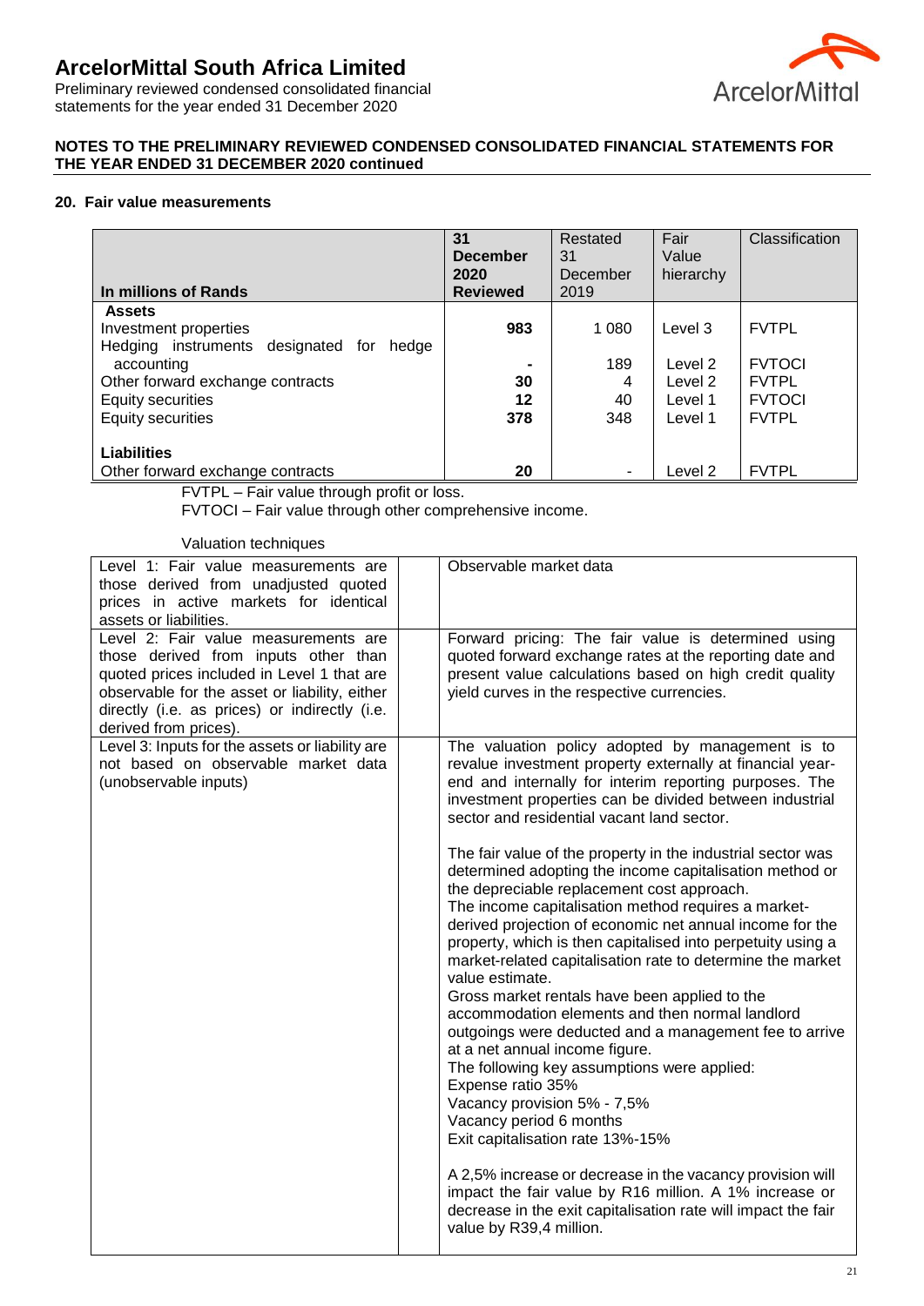# ArcelorMittal South Africa Limited

Preliminary reviewed condensed consolidated financial statements for the year ended 31 December 2020

**NOTES TO THE PRELIMINARY REVIEWED CONDENSED CONSOLIDATED FINANCIAL STATEMENTS FOR THE YEAR ENDED 31 DECEMBER 2020 continued**

## 20. Fair value measurements

| In millions of Rands | 31 December 2020 Reviewed | Restated 31 December 2019 | Fair Value hierarchy | Classification |
|---|---|---|---|---|
| **Assets** | | | | |
| Investment properties | **983** | 1 080 | Level 3 | FVTPL |
| Hedging instruments designated for hedge accounting | **-** | 189 | Level 2 | FVTOCI |
| Other forward exchange contracts | **30** | 4 | Level 2 | FVTPL |
| Equity securities | **12** | 40 | Level 1 | FVTOCI |
| Equity securities | **378** | 348 | Level 1 | FVTPL |
| **Liabilities** | | | | |
| Other forward exchange contracts | **20** | - | Level 2 | FVTPL |

FVTPL – Fair value through profit or loss.
FVTOCI – Fair value through other comprehensive income.

Valuation techniques

| | |
|---|---|
| Level 1: Fair value measurements are those derived from unadjusted quoted prices in active markets for identical assets or liabilities. | Observable market data |
| Level 2: Fair value measurements are those derived from inputs other than quoted prices included in Level 1 that are observable for the asset or liability, either directly (i.e. as prices) or indirectly (i.e. derived from prices). | Forward pricing: The fair value is determined using quoted forward exchange rates at the reporting date and present value calculations based on high credit quality yield curves in the respective currencies. |
| Level 3: Inputs for the assets or liability are not based on observable market data (unobservable inputs) | The valuation policy adopted by management is to revalue investment property externally at financial year-end and internally for interim reporting purposes. The investment properties can be divided between industrial sector and residential vacant land sector.<br><br>The fair value of the property in the industrial sector was determined adopting the income capitalisation method or the depreciable replacement cost approach.<br>The income capitalisation method requires a market-derived projection of economic net annual income for the property, which is then capitalised into perpetuity using a market-related capitalisation rate to determine the market value estimate.<br>Gross market rentals have been applied to the accommodation elements and then normal landlord outgoings were deducted and a management fee to arrive at a net annual income figure.<br>The following key assumptions were applied:<br>Expense ratio 35%<br>Vacancy provision 5% - 7,5%<br>Vacancy period 6 months<br>Exit capitalisation rate 13%-15%<br><br>A 2,5% increase or decrease in the vacancy provision will impact the fair value by R16 million. A 1% increase or decrease in the exit capitalisation rate will impact the fair value by R39,4 million. |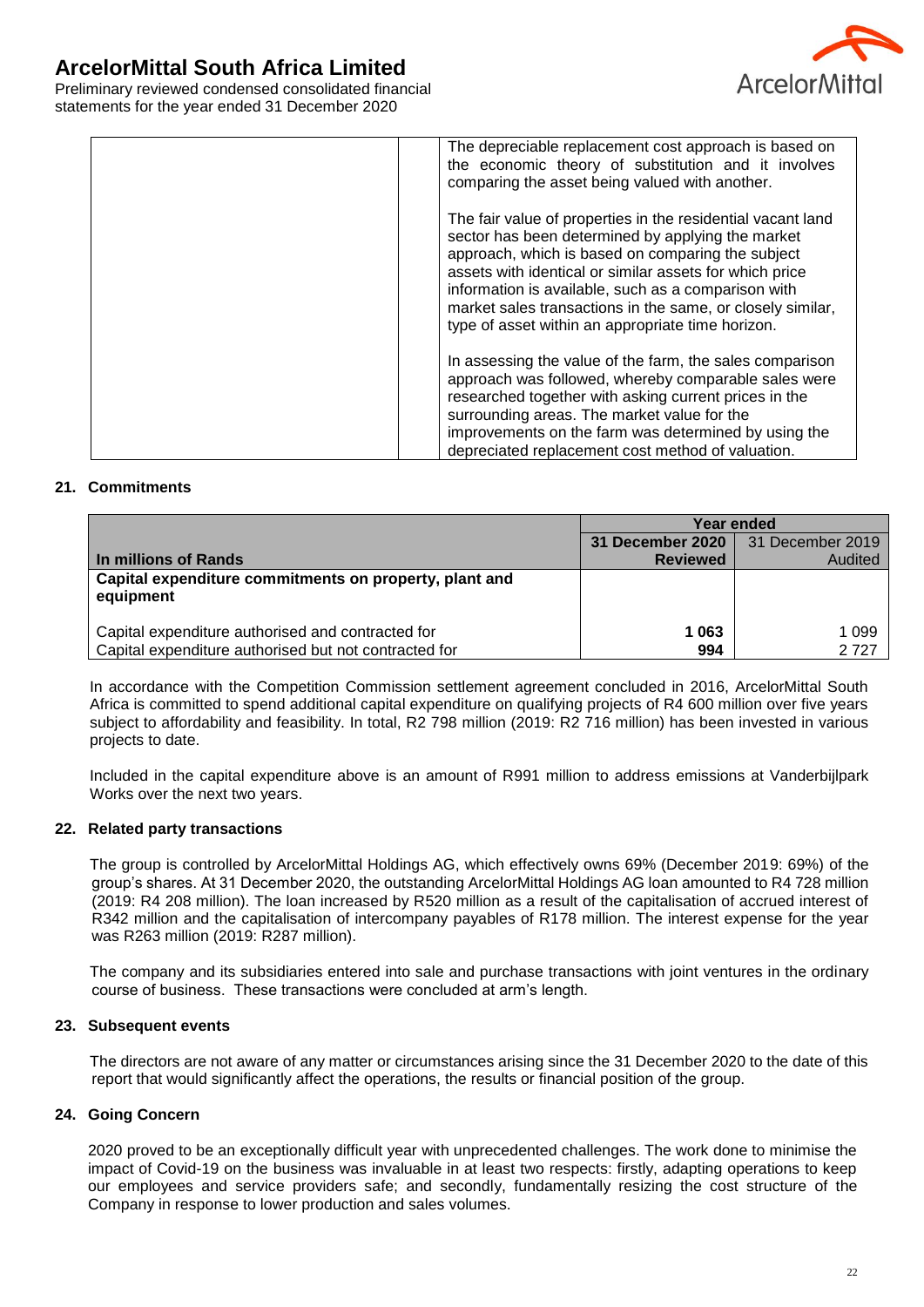| | The depreciable replacement cost approach is based on the economic theory of substitution and it involves comparing the asset being valued with another.<br><br>The fair value of properties in the residential vacant land sector has been determined by applying the market approach, which is based on comparing the subject assets with identical or similar assets for which price information is available, such as a comparison with market sales transactions in the same, or closely similar, type of asset within an appropriate time horizon.<br><br>In assessing the value of the farm, the sales comparison approach was followed, whereby comparable sales were researched together with asking current prices in the surrounding areas. The market value for the improvements on the farm was determined by using the depreciated replacement cost method of valuation. |
|---|---|

### 21. Commitments

| | Year ended | |
|---|---|---|
| **In millions of Rands** | **31 December 2020 Reviewed** | 31 December 2019 Audited |
| **Capital expenditure commitments on property, plant and equipment** | | |
| Capital expenditure authorised and contracted for | **1 063** | 1 099 |
| Capital expenditure authorised but not contracted for | **994** | 2 727 |

In accordance with the Competition Commission settlement agreement concluded in 2016, ArcelorMittal South Africa is committed to spend additional capital expenditure on qualifying projects of R4 600 million over five years subject to affordability and feasibility. In total, R2 798 million (2019: R2 716 million) has been invested in various projects to date.

Included in the capital expenditure above is an amount of R991 million to address emissions at Vanderbijlpark Works over the next two years.

### 22. Related party transactions

The group is controlled by ArcelorMittal Holdings AG, which effectively owns 69% (December 2019: 69%) of the group's shares. At 31 December 2020, the outstanding ArcelorMittal Holdings AG loan amounted to R4 728 million (2019: R4 208 million). The loan increased by R520 million as a result of the capitalisation of accrued interest of R342 million and the capitalisation of intercompany payables of R178 million. The interest expense for the year was R263 million (2019: R287 million).

The company and its subsidiaries entered into sale and purchase transactions with joint ventures in the ordinary course of business. These transactions were concluded at arm's length.

### 23. Subsequent events

The directors are not aware of any matter or circumstances arising since the 31 December 2020 to the date of this report that would significantly affect the operations, the results or financial position of the group.

### 24. Going Concern

2020 proved to be an exceptionally difficult year with unprecedented challenges. The work done to minimise the impact of Covid-19 on the business was invaluable in at least two respects: firstly, adapting operations to keep our employees and service providers safe; and secondly, fundamentally resizing the cost structure of the Company in response to lower production and sales volumes.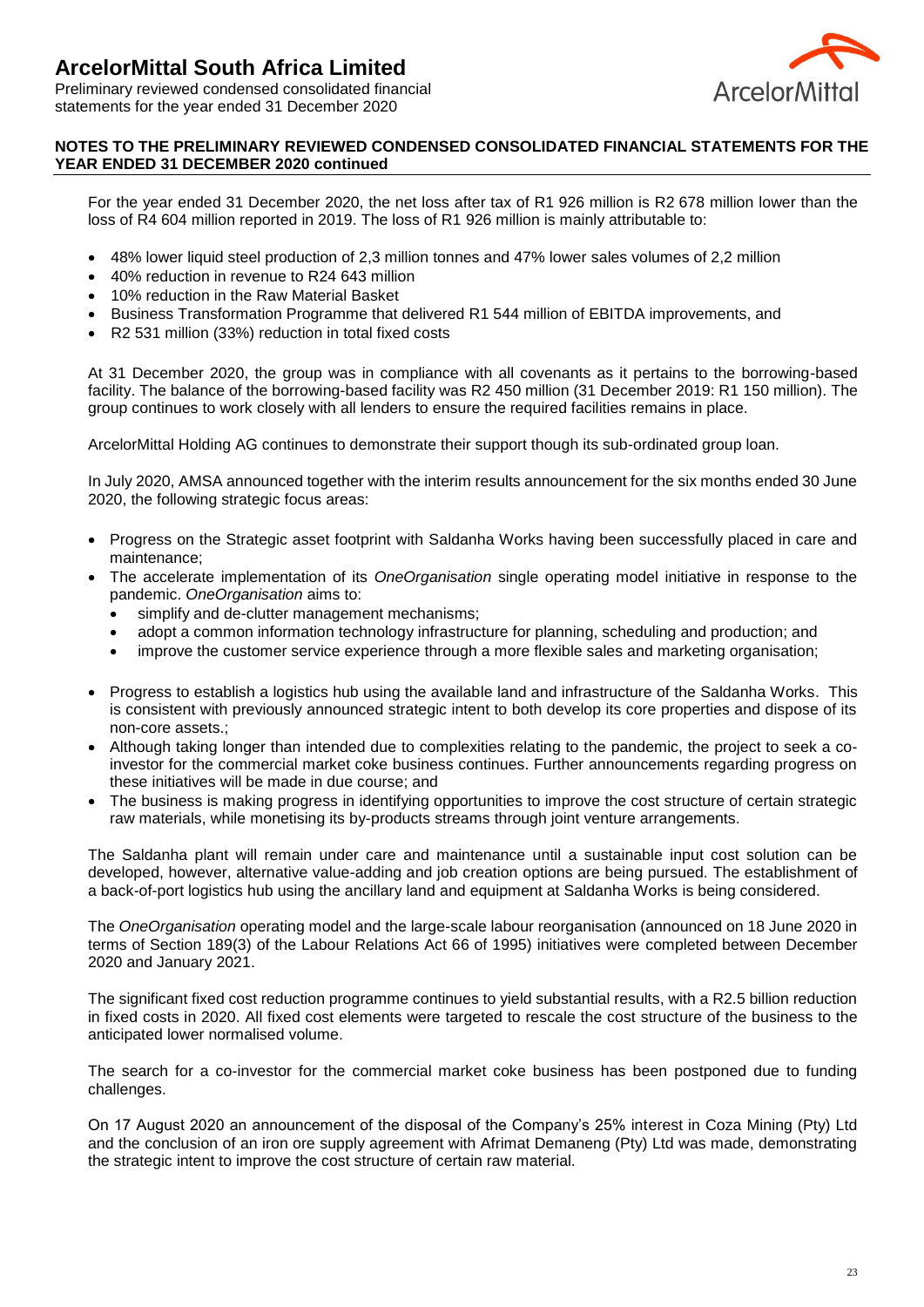**NOTES TO THE PRELIMINARY REVIEWED CONDENSED CONSOLIDATED FINANCIAL STATEMENTS FOR THE YEAR ENDED 31 DECEMBER 2020 continued**

For the year ended 31 December 2020, the net loss after tax of R1 926 million is R2 678 million lower than the loss of R4 604 million reported in 2019. The loss of R1 926 million is mainly attributable to:

- 48% lower liquid steel production of 2,3 million tonnes and 47% lower sales volumes of 2,2 million
- 40% reduction in revenue to R24 643 million
- 10% reduction in the Raw Material Basket
- Business Transformation Programme that delivered R1 544 million of EBITDA improvements, and
- R2 531 million (33%) reduction in total fixed costs

At 31 December 2020, the group was in compliance with all covenants as it pertains to the borrowing-based facility. The balance of the borrowing-based facility was R2 450 million (31 December 2019: R1 150 million). The group continues to work closely with all lenders to ensure the required facilities remains in place.

ArcelorMittal Holding AG continues to demonstrate their support though its sub-ordinated group loan.

In July 2020, AMSA announced together with the interim results announcement for the six months ended 30 June 2020, the following strategic focus areas:

- Progress on the Strategic asset footprint with Saldanha Works having been successfully placed in care and maintenance;
- The accelerate implementation of its *OneOrganisation* single operating model initiative in response to the pandemic. *OneOrganisation* aims to:
  - simplify and de-clutter management mechanisms;
  - adopt a common information technology infrastructure for planning, scheduling and production; and
  - improve the customer service experience through a more flexible sales and marketing organisation;
- Progress to establish a logistics hub using the available land and infrastructure of the Saldanha Works. This is consistent with previously announced strategic intent to both develop its core properties and dispose of its non-core assets.;
- Although taking longer than intended due to complexities relating to the pandemic, the project to seek a co-investor for the commercial market coke business continues. Further announcements regarding progress on these initiatives will be made in due course; and
- The business is making progress in identifying opportunities to improve the cost structure of certain strategic raw materials, while monetising its by-products streams through joint venture arrangements.

The Saldanha plant will remain under care and maintenance until a sustainable input cost solution can be developed, however, alternative value-adding and job creation options are being pursued. The establishment of a back-of-port logistics hub using the ancillary land and equipment at Saldanha Works is being considered.

The *OneOrganisation* operating model and the large-scale labour reorganisation (announced on 18 June 2020 in terms of Section 189(3) of the Labour Relations Act 66 of 1995) initiatives were completed between December 2020 and January 2021.

The significant fixed cost reduction programme continues to yield substantial results, with a R2.5 billion reduction in fixed costs in 2020. All fixed cost elements were targeted to rescale the cost structure of the business to the anticipated lower normalised volume.

The search for a co-investor for the commercial market coke business has been postponed due to funding challenges.

On 17 August 2020 an announcement of the disposal of the Company's 25% interest in Coza Mining (Pty) Ltd and the conclusion of an iron ore supply agreement with Afrimat Demaneng (Pty) Ltd was made, demonstrating the strategic intent to improve the cost structure of certain raw material.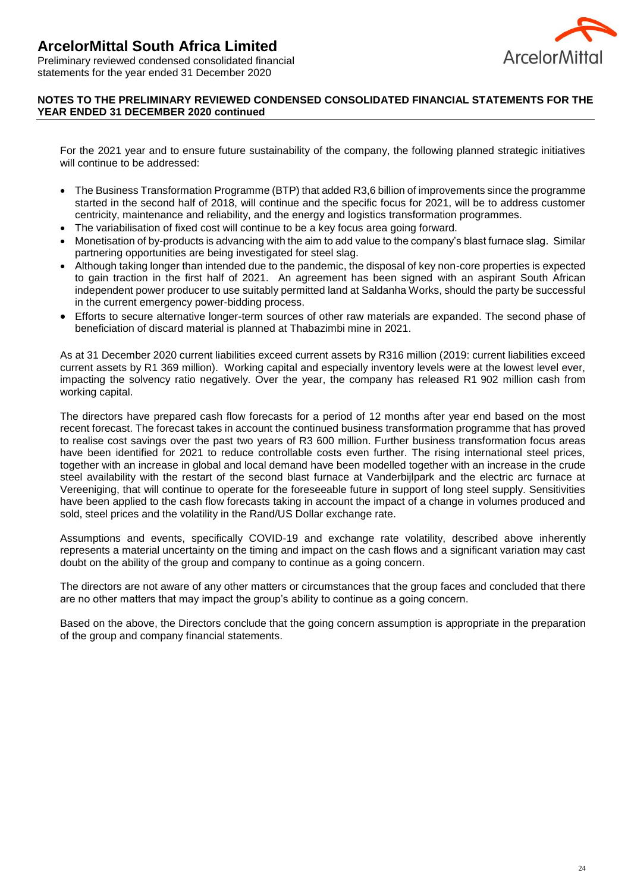For the 2021 year and to ensure future sustainability of the company, the following planned strategic initiatives will continue to be addressed:

- The Business Transformation Programme (BTP) that added R3,6 billion of improvements since the programme started in the second half of 2018, will continue and the specific focus for 2021, will be to address customer centricity, maintenance and reliability, and the energy and logistics transformation programmes.
- The variabilisation of fixed cost will continue to be a key focus area going forward.
- Monetisation of by-products is advancing with the aim to add value to the company's blast furnace slag. Similar partnering opportunities are being investigated for steel slag.
- Although taking longer than intended due to the pandemic, the disposal of key non-core properties is expected to gain traction in the first half of 2021. An agreement has been signed with an aspirant South African independent power producer to use suitably permitted land at Saldanha Works, should the party be successful in the current emergency power-bidding process.
- Efforts to secure alternative longer-term sources of other raw materials are expanded. The second phase of beneficiation of discard material is planned at Thabazimbi mine in 2021.

As at 31 December 2020 current liabilities exceed current assets by R316 million (2019: current liabilities exceed current assets by R1 369 million). Working capital and especially inventory levels were at the lowest level ever, impacting the solvency ratio negatively. Over the year, the company has released R1 902 million cash from working capital.

The directors have prepared cash flow forecasts for a period of 12 months after year end based on the most recent forecast. The forecast takes in account the continued business transformation programme that has proved to realise cost savings over the past two years of R3 600 million. Further business transformation focus areas have been identified for 2021 to reduce controllable costs even further. The rising international steel prices, together with an increase in global and local demand have been modelled together with an increase in the crude steel availability with the restart of the second blast furnace at Vanderbijlpark and the electric arc furnace at Vereeniging, that will continue to operate for the foreseeable future in support of long steel supply. Sensitivities have been applied to the cash flow forecasts taking in account the impact of a change in volumes produced and sold, steel prices and the volatility in the Rand/US Dollar exchange rate.

Assumptions and events, specifically COVID-19 and exchange rate volatility, described above inherently represents a material uncertainty on the timing and impact on the cash flows and a significant variation may cast doubt on the ability of the group and company to continue as a going concern.

The directors are not aware of any other matters or circumstances that the group faces and concluded that there are no other matters that may impact the group's ability to continue as a going concern.

Based on the above, the Directors conclude that the going concern assumption is appropriate in the preparation of the group and company financial statements.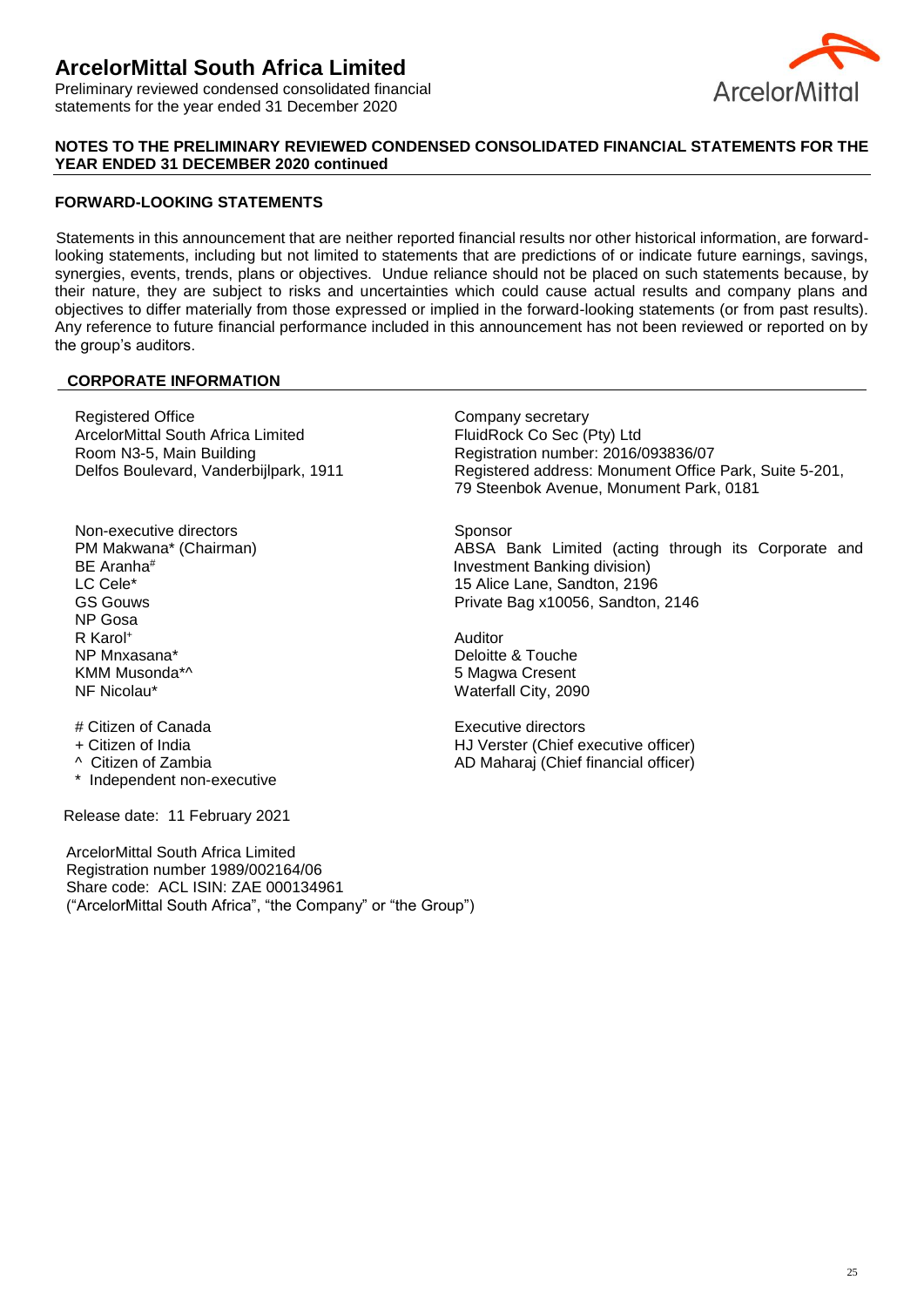# ArcelorMittal South Africa Limited

Preliminary reviewed condensed consolidated financial statements for the year ended 31 December 2020

**NOTES TO THE PRELIMINARY REVIEWED CONDENSED CONSOLIDATED FINANCIAL STATEMENTS FOR THE YEAR ENDED 31 DECEMBER 2020 continued**

## FORWARD-LOOKING STATEMENTS

Statements in this announcement that are neither reported financial results nor other historical information, are forward-looking statements, including but not limited to statements that are predictions of or indicate future earnings, savings, synergies, events, trends, plans or objectives. Undue reliance should not be placed on such statements because, by their nature, they are subject to risks and uncertainties which could cause actual results and company plans and objectives to differ materially from those expressed or implied in the forward-looking statements (or from past results). Any reference to future financial performance included in this announcement has not been reviewed or reported on by the group's auditors.

## CORPORATE INFORMATION

Registered Office
ArcelorMittal South Africa Limited
Room N3-5, Main Building
Delfos Boulevard, Vanderbijlpark, 1911

Non-executive directors
PM Makwana* (Chairman)
BE Aranha#
LC Cele*
GS Gouws
NP Gosa
R Karol+
NP Mnxasana*
KMM Musonda*^
NF Nicolau*

# Citizen of Canada
+ Citizen of India
^ Citizen of Zambia
* Independent non-executive

Company secretary
FluidRock Co Sec (Pty) Ltd
Registration number: 2016/093836/07
Registered address: Monument Office Park, Suite 5-201, 79 Steenbok Avenue, Monument Park, 0181

Sponsor
ABSA Bank Limited (acting through its Corporate and Investment Banking division)
15 Alice Lane, Sandton, 2196
Private Bag x10056, Sandton, 2146

Auditor
Deloitte & Touche
5 Magwa Cresent
Waterfall City, 2090

Executive directors
HJ Verster (Chief executive officer)
AD Maharaj (Chief financial officer)

Release date: 11 February 2021

ArcelorMittal South Africa Limited
Registration number 1989/002164/06
Share code: ACL ISIN: ZAE 000134961
("ArcelorMittal South Africa", "the Company" or "the Group")